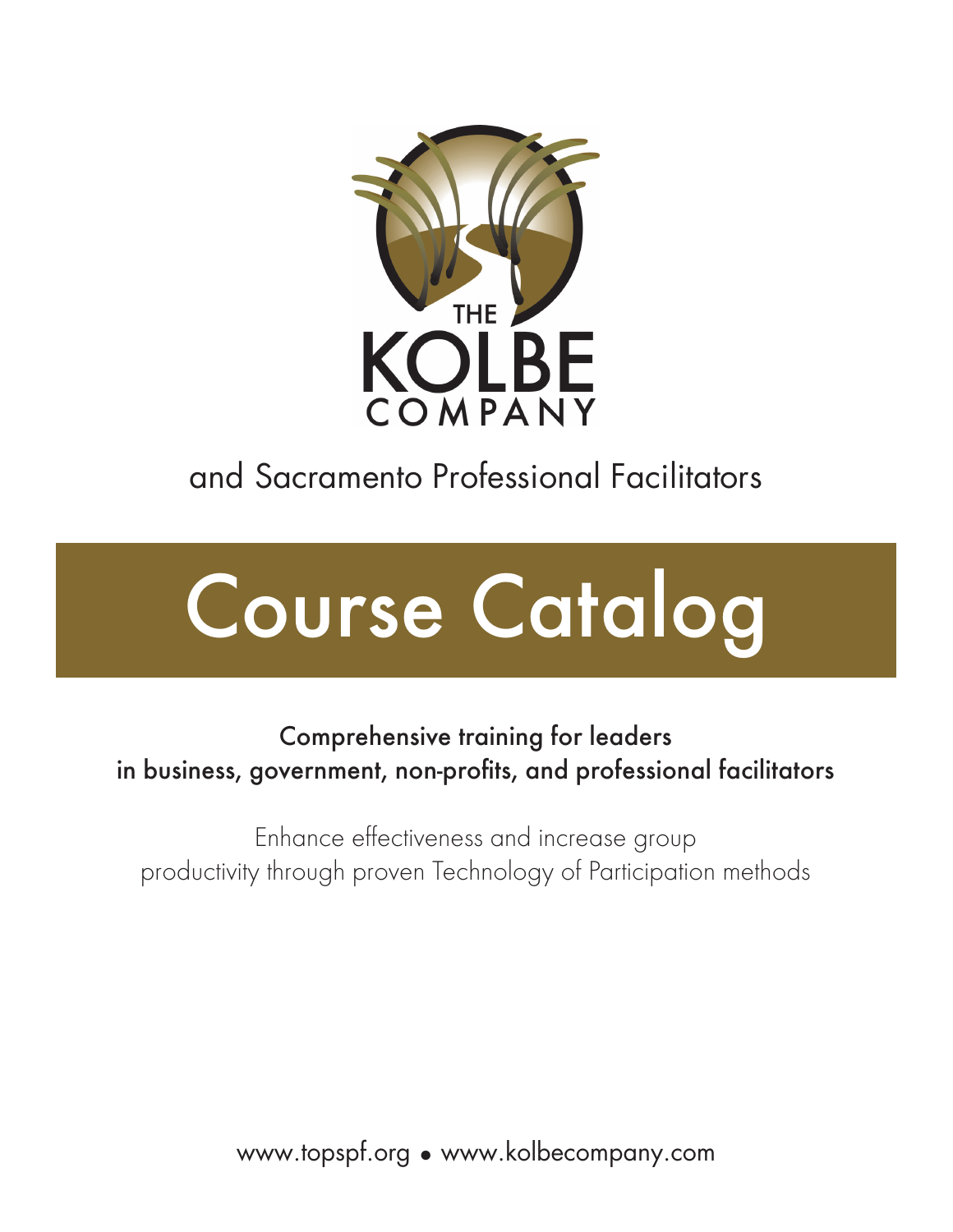THE
KOLBE
COMPANY

and Sacramento Professional Facilitators

# Course Catalog

**Comprehensive training for leaders in business, government, non-profits, and professional facilitators**

Enhance effectiveness and increase group productivity through proven Technology of Participation methods

www.topspf.org • www.kolbecompany.com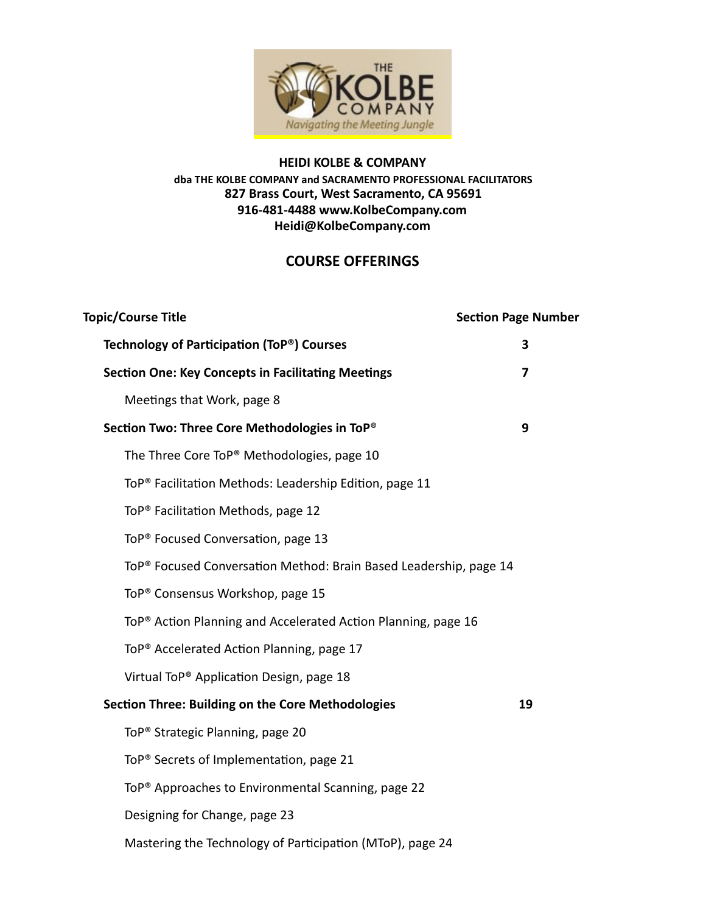**HEIDI KOLBE & COMPANY**
**dba THE KOLBE COMPANY and SACRAMENTO PROFESSIONAL FACILITATORS**
**827 Brass Court, West Sacramento, CA 95691**
**916-481-4488 www.KolbeCompany.com**
**Heidi@KolbeCompany.com**

## COURSE OFFERINGS

| Topic/Course Title | Section Page Number |
|---|---|
| **Technology of Participation (ToP®) Courses** | **3** |
| **Section One: Key Concepts in Facilitating Meetings** | **7** |
| Meetings that Work, page 8 | |
| **Section Two: Three Core Methodologies in ToP®** | **9** |
| The Three Core ToP® Methodologies, page 10 | |
| ToP® Facilitation Methods: Leadership Edition, page 11 | |
| ToP® Facilitation Methods, page 12 | |
| ToP® Focused Conversation, page 13 | |
| ToP® Focused Conversation Method: Brain Based Leadership, page 14 | |
| ToP® Consensus Workshop, page 15 | |
| ToP® Action Planning and Accelerated Action Planning, page 16 | |
| ToP® Accelerated Action Planning, page 17 | |
| Virtual ToP® Application Design, page 18 | |
| **Section Three: Building on the Core Methodologies** | **19** |
| ToP® Strategic Planning, page 20 | |
| ToP® Secrets of Implementation, page 21 | |
| ToP® Approaches to Environmental Scanning, page 22 | |
| Designing for Change, page 23 | |
| Mastering the Technology of Participation (MToP), page 24 | |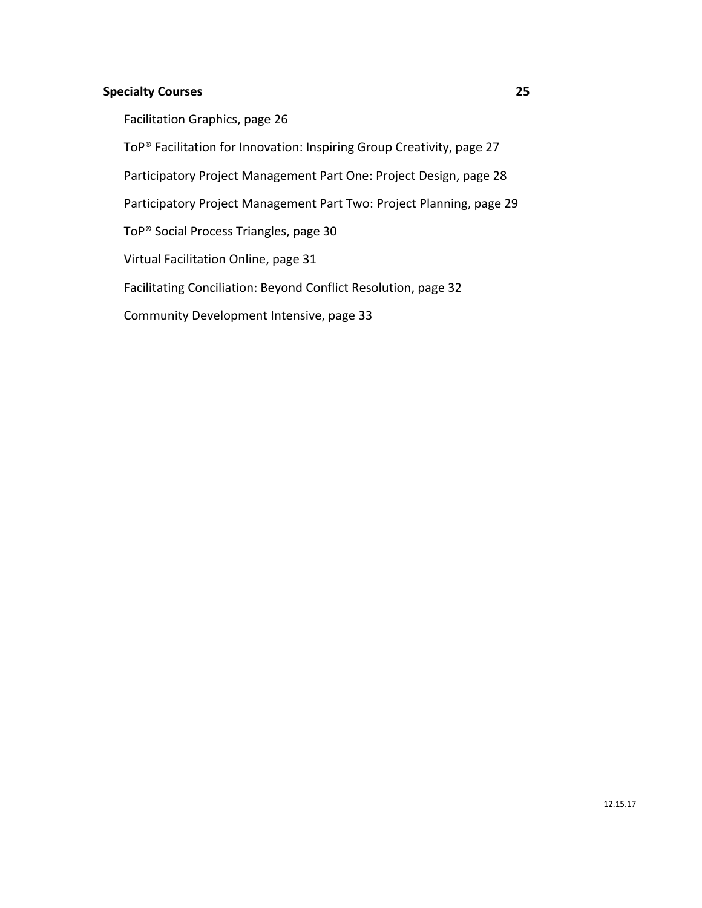**Specialty Courses** **25**

Facilitation Graphics, page 26

ToP® Facilitation for Innovation: Inspiring Group Creativity, page 27

Participatory Project Management Part One: Project Design, page 28

Participatory Project Management Part Two: Project Planning, page 29

ToP® Social Process Triangles, page 30

Virtual Facilitation Online, page 31

Facilitating Conciliation: Beyond Conflict Resolution, page 32

Community Development Intensive, page 33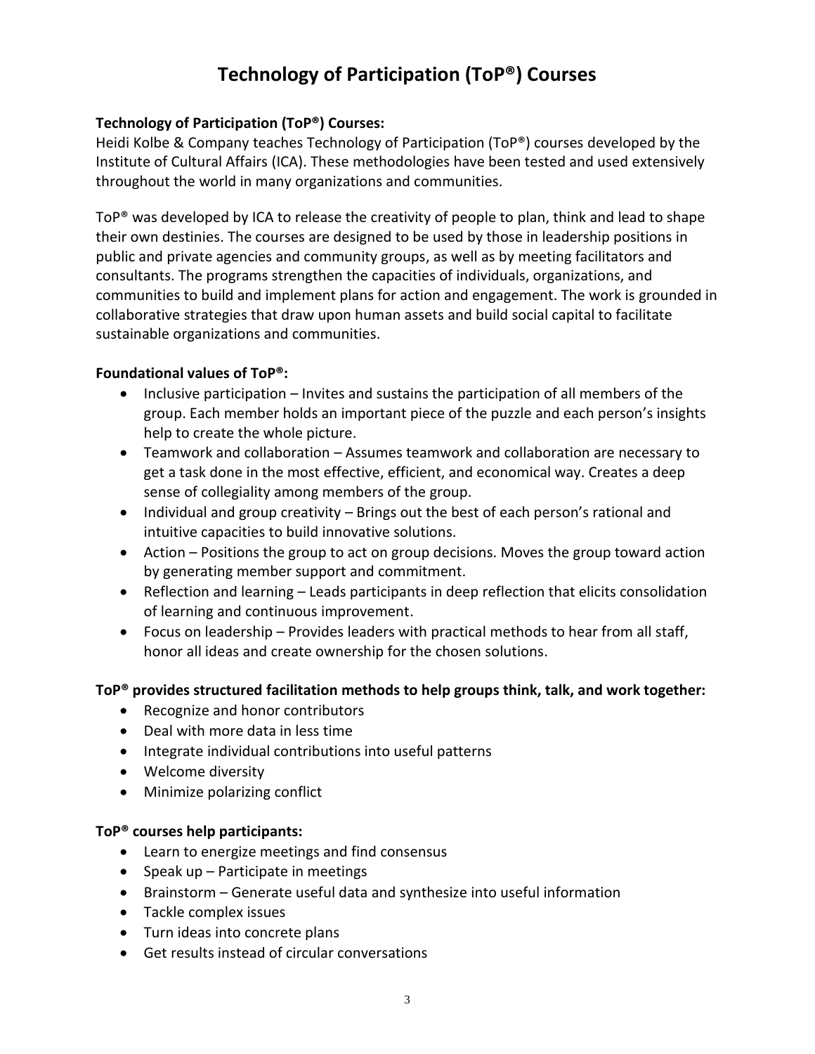# Technology of Participation (ToP®) Courses

**Technology of Participation (ToP®) Courses:**
Heidi Kolbe & Company teaches Technology of Participation (ToP®) courses developed by the Institute of Cultural Affairs (ICA). These methodologies have been tested and used extensively throughout the world in many organizations and communities.

ToP® was developed by ICA to release the creativity of people to plan, think and lead to shape their own destinies. The courses are designed to be used by those in leadership positions in public and private agencies and community groups, as well as by meeting facilitators and consultants. The programs strengthen the capacities of individuals, organizations, and communities to build and implement plans for action and engagement. The work is grounded in collaborative strategies that draw upon human assets and build social capital to facilitate sustainable organizations and communities.

**Foundational values of ToP®:**

- Inclusive participation – Invites and sustains the participation of all members of the group. Each member holds an important piece of the puzzle and each person's insights help to create the whole picture.
- Teamwork and collaboration – Assumes teamwork and collaboration are necessary to get a task done in the most effective, efficient, and economical way. Creates a deep sense of collegiality among members of the group.
- Individual and group creativity – Brings out the best of each person's rational and intuitive capacities to build innovative solutions.
- Action – Positions the group to act on group decisions. Moves the group toward action by generating member support and commitment.
- Reflection and learning – Leads participants in deep reflection that elicits consolidation of learning and continuous improvement.
- Focus on leadership – Provides leaders with practical methods to hear from all staff, honor all ideas and create ownership for the chosen solutions.

**ToP® provides structured facilitation methods to help groups think, talk, and work together:**

- Recognize and honor contributors
- Deal with more data in less time
- Integrate individual contributions into useful patterns
- Welcome diversity
- Minimize polarizing conflict

**ToP® courses help participants:**

- Learn to energize meetings and find consensus
- Speak up – Participate in meetings
- Brainstorm – Generate useful data and synthesize into useful information
- Tackle complex issues
- Turn ideas into concrete plans
- Get results instead of circular conversations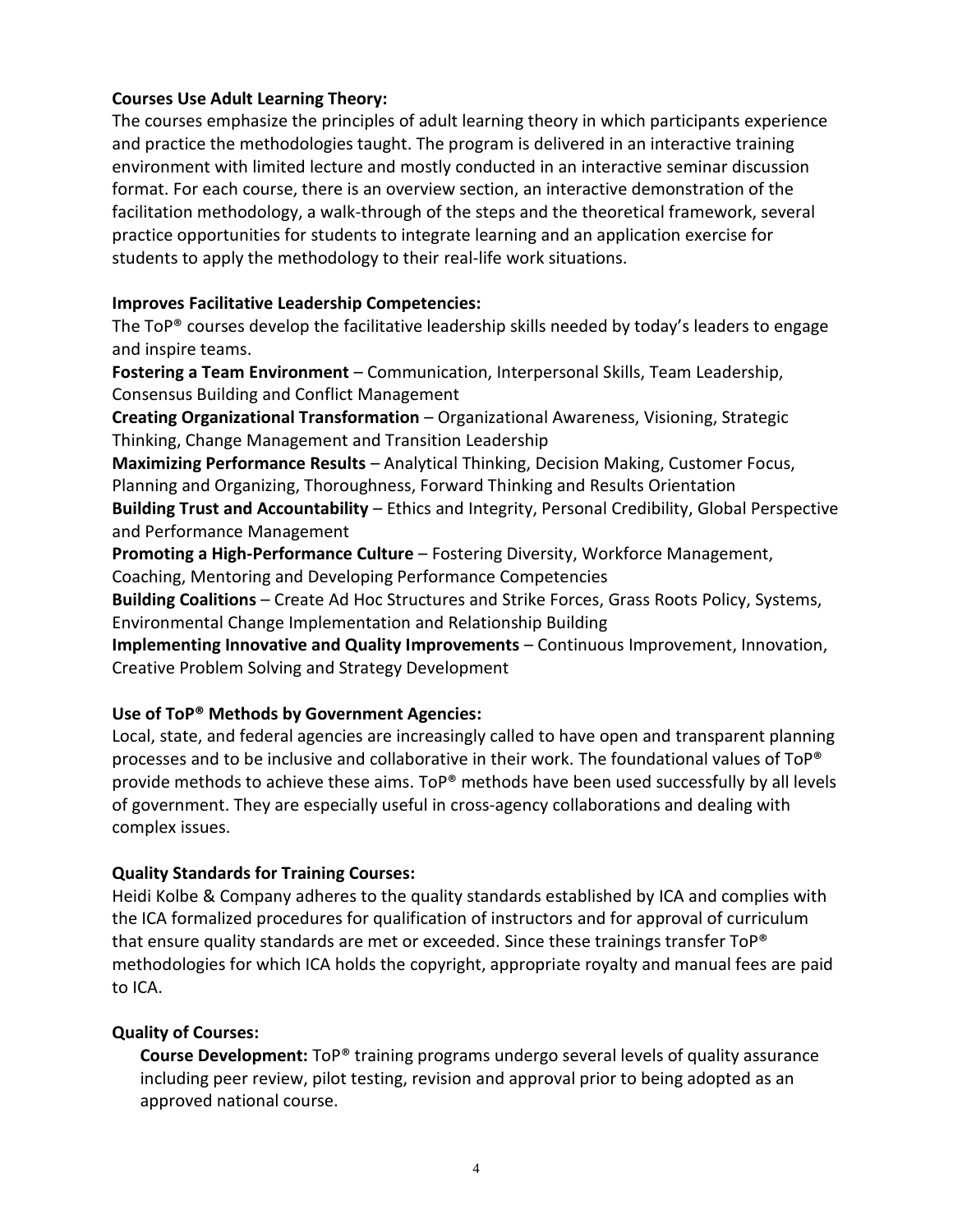**Courses Use Adult Learning Theory:**

The courses emphasize the principles of adult learning theory in which participants experience and practice the methodologies taught. The program is delivered in an interactive training environment with limited lecture and mostly conducted in an interactive seminar discussion format. For each course, there is an overview section, an interactive demonstration of the facilitation methodology, a walk-through of the steps and the theoretical framework, several practice opportunities for students to integrate learning and an application exercise for students to apply the methodology to their real-life work situations.

**Improves Facilitative Leadership Competencies:**

The ToP® courses develop the facilitative leadership skills needed by today's leaders to engage and inspire teams.

**Fostering a Team Environment** – Communication, Interpersonal Skills, Team Leadership, Consensus Building and Conflict Management

**Creating Organizational Transformation** – Organizational Awareness, Visioning, Strategic Thinking, Change Management and Transition Leadership

**Maximizing Performance Results** – Analytical Thinking, Decision Making, Customer Focus, Planning and Organizing, Thoroughness, Forward Thinking and Results Orientation

**Building Trust and Accountability** – Ethics and Integrity, Personal Credibility, Global Perspective and Performance Management

**Promoting a High-Performance Culture** – Fostering Diversity, Workforce Management, Coaching, Mentoring and Developing Performance Competencies

**Building Coalitions** – Create Ad Hoc Structures and Strike Forces, Grass Roots Policy, Systems, Environmental Change Implementation and Relationship Building

**Implementing Innovative and Quality Improvements** – Continuous Improvement, Innovation, Creative Problem Solving and Strategy Development

**Use of ToP® Methods by Government Agencies:**

Local, state, and federal agencies are increasingly called to have open and transparent planning processes and to be inclusive and collaborative in their work. The foundational values of ToP® provide methods to achieve these aims. ToP® methods have been used successfully by all levels of government. They are especially useful in cross-agency collaborations and dealing with complex issues.

**Quality Standards for Training Courses:**

Heidi Kolbe & Company adheres to the quality standards established by ICA and complies with the ICA formalized procedures for qualification of instructors and for approval of curriculum that ensure quality standards are met or exceeded. Since these trainings transfer ToP® methodologies for which ICA holds the copyright, appropriate royalty and manual fees are paid to ICA.

**Quality of Courses:**

**Course Development:** ToP® training programs undergo several levels of quality assurance including peer review, pilot testing, revision and approval prior to being adopted as an approved national course.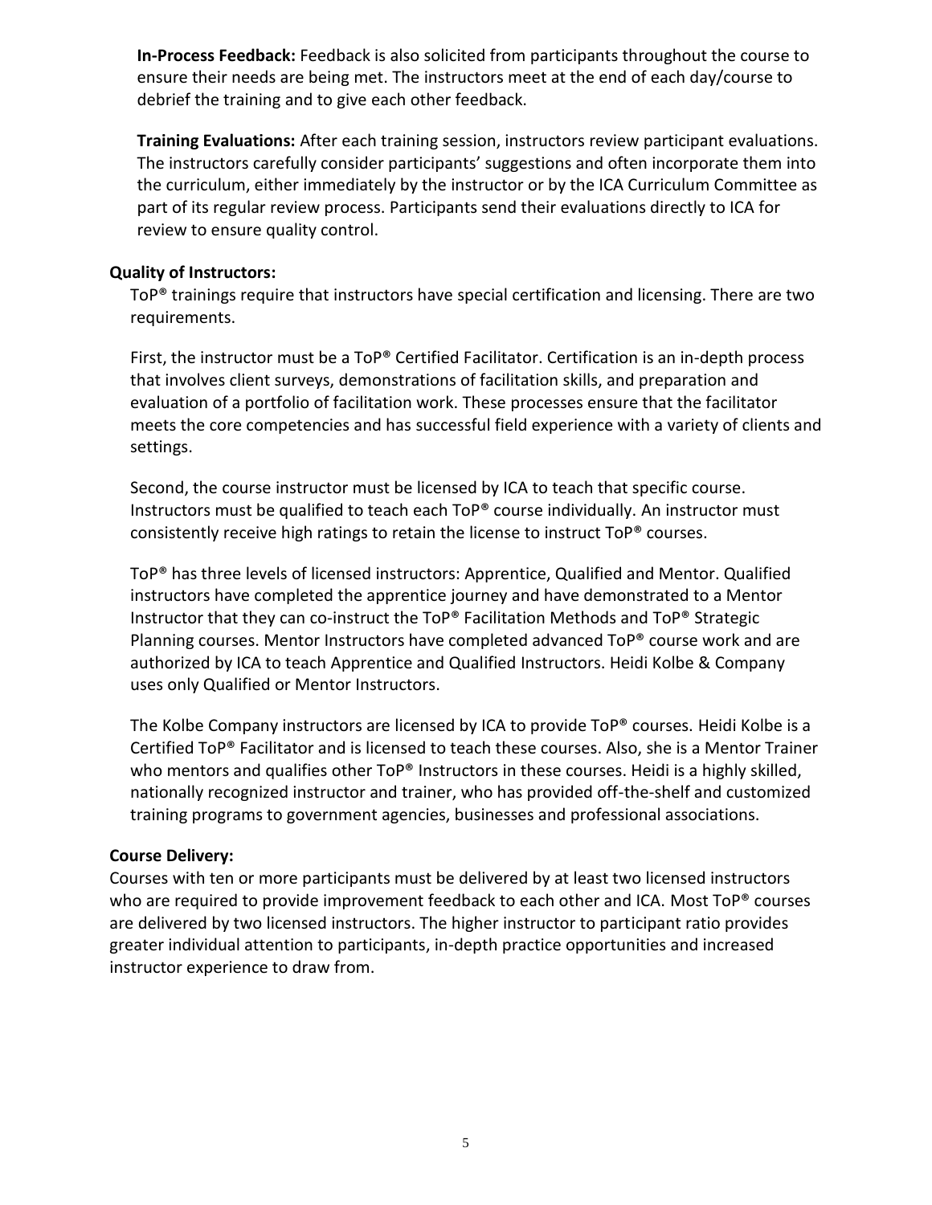**In-Process Feedback:** Feedback is also solicited from participants throughout the course to ensure their needs are being met. The instructors meet at the end of each day/course to debrief the training and to give each other feedback.

**Training Evaluations:** After each training session, instructors review participant evaluations. The instructors carefully consider participants' suggestions and often incorporate them into the curriculum, either immediately by the instructor or by the ICA Curriculum Committee as part of its regular review process. Participants send their evaluations directly to ICA for review to ensure quality control.

**Quality of Instructors:**

ToP® trainings require that instructors have special certification and licensing. There are two requirements.

First, the instructor must be a ToP® Certified Facilitator. Certification is an in-depth process that involves client surveys, demonstrations of facilitation skills, and preparation and evaluation of a portfolio of facilitation work. These processes ensure that the facilitator meets the core competencies and has successful field experience with a variety of clients and settings.

Second, the course instructor must be licensed by ICA to teach that specific course. Instructors must be qualified to teach each ToP® course individually. An instructor must consistently receive high ratings to retain the license to instruct ToP® courses.

ToP® has three levels of licensed instructors: Apprentice, Qualified and Mentor. Qualified instructors have completed the apprentice journey and have demonstrated to a Mentor Instructor that they can co-instruct the ToP® Facilitation Methods and ToP® Strategic Planning courses. Mentor Instructors have completed advanced ToP® course work and are authorized by ICA to teach Apprentice and Qualified Instructors. Heidi Kolbe & Company uses only Qualified or Mentor Instructors.

The Kolbe Company instructors are licensed by ICA to provide ToP® courses. Heidi Kolbe is a Certified ToP® Facilitator and is licensed to teach these courses. Also, she is a Mentor Trainer who mentors and qualifies other ToP® Instructors in these courses. Heidi is a highly skilled, nationally recognized instructor and trainer, who has provided off-the-shelf and customized training programs to government agencies, businesses and professional associations.

**Course Delivery:**

Courses with ten or more participants must be delivered by at least two licensed instructors who are required to provide improvement feedback to each other and ICA. Most ToP® courses are delivered by two licensed instructors. The higher instructor to participant ratio provides greater individual attention to participants, in-depth practice opportunities and increased instructor experience to draw from.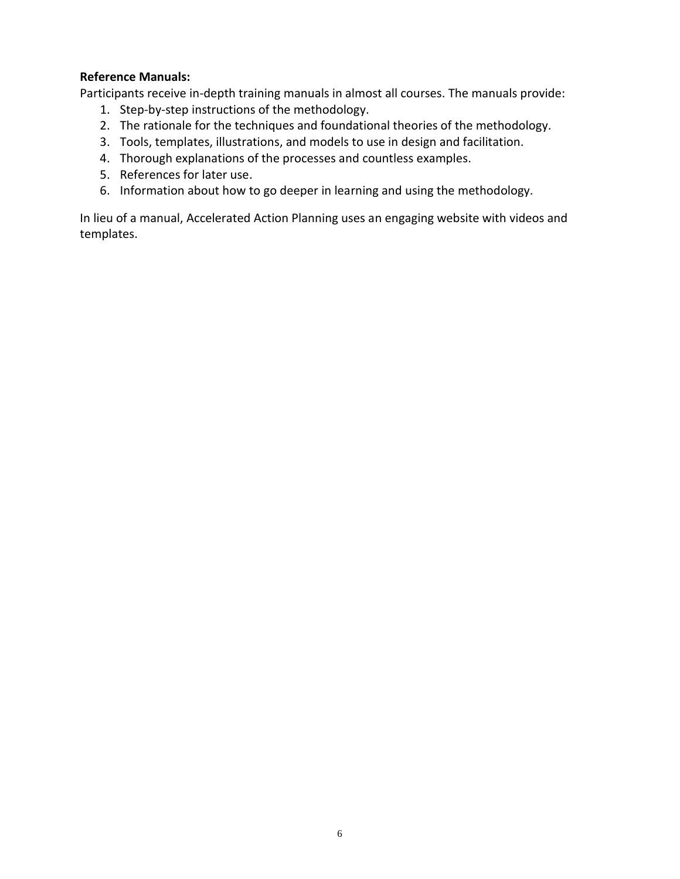**Reference Manuals:**

Participants receive in-depth training manuals in almost all courses. The manuals provide:

1. Step-by-step instructions of the methodology.
2. The rationale for the techniques and foundational theories of the methodology.
3. Tools, templates, illustrations, and models to use in design and facilitation.
4. Thorough explanations of the processes and countless examples.
5. References for later use.
6. Information about how to go deeper in learning and using the methodology.

In lieu of a manual, Accelerated Action Planning uses an engaging website with videos and templates.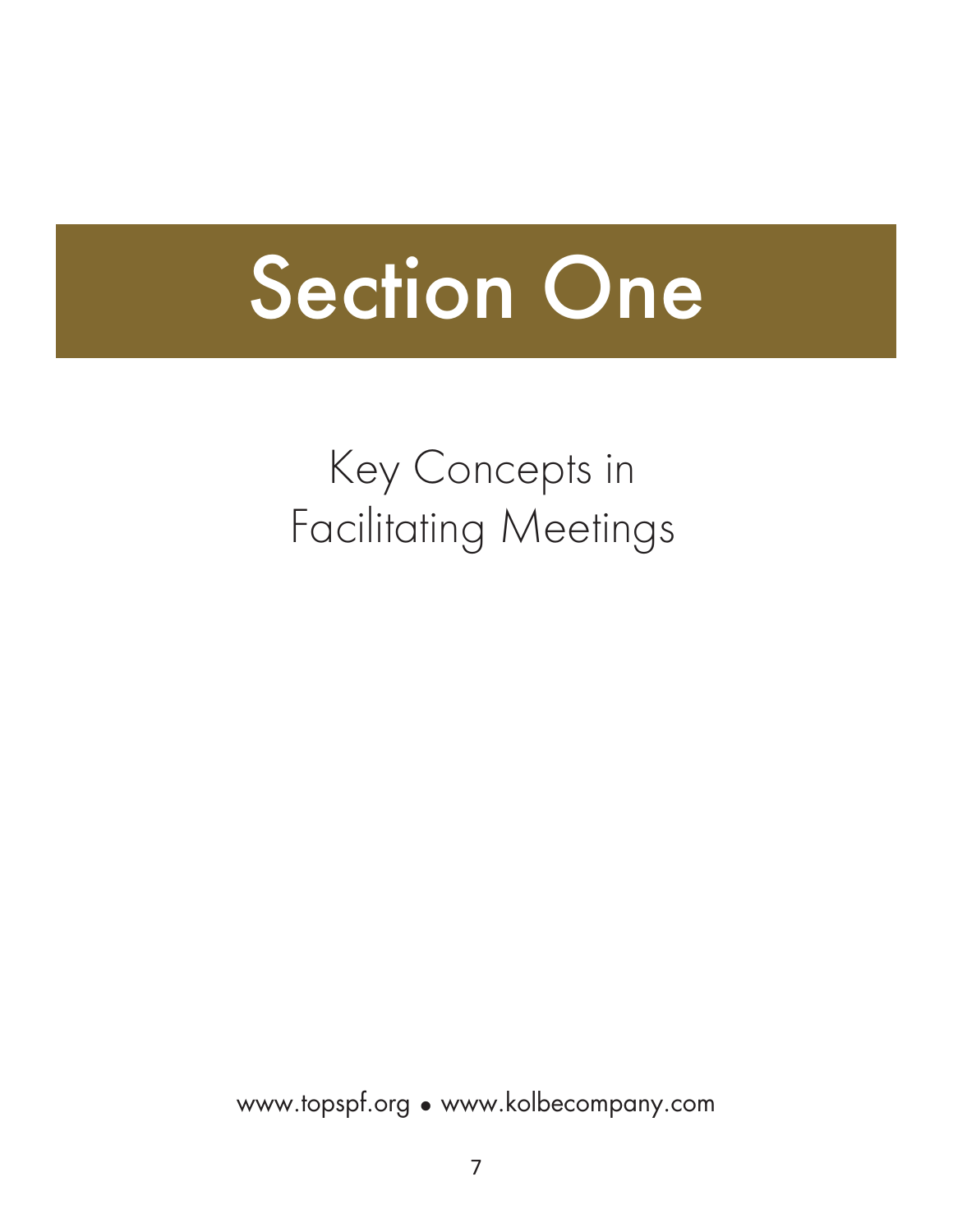# Section One

## Key Concepts in Facilitating Meetings

www.topspf.org • www.kolbecompany.com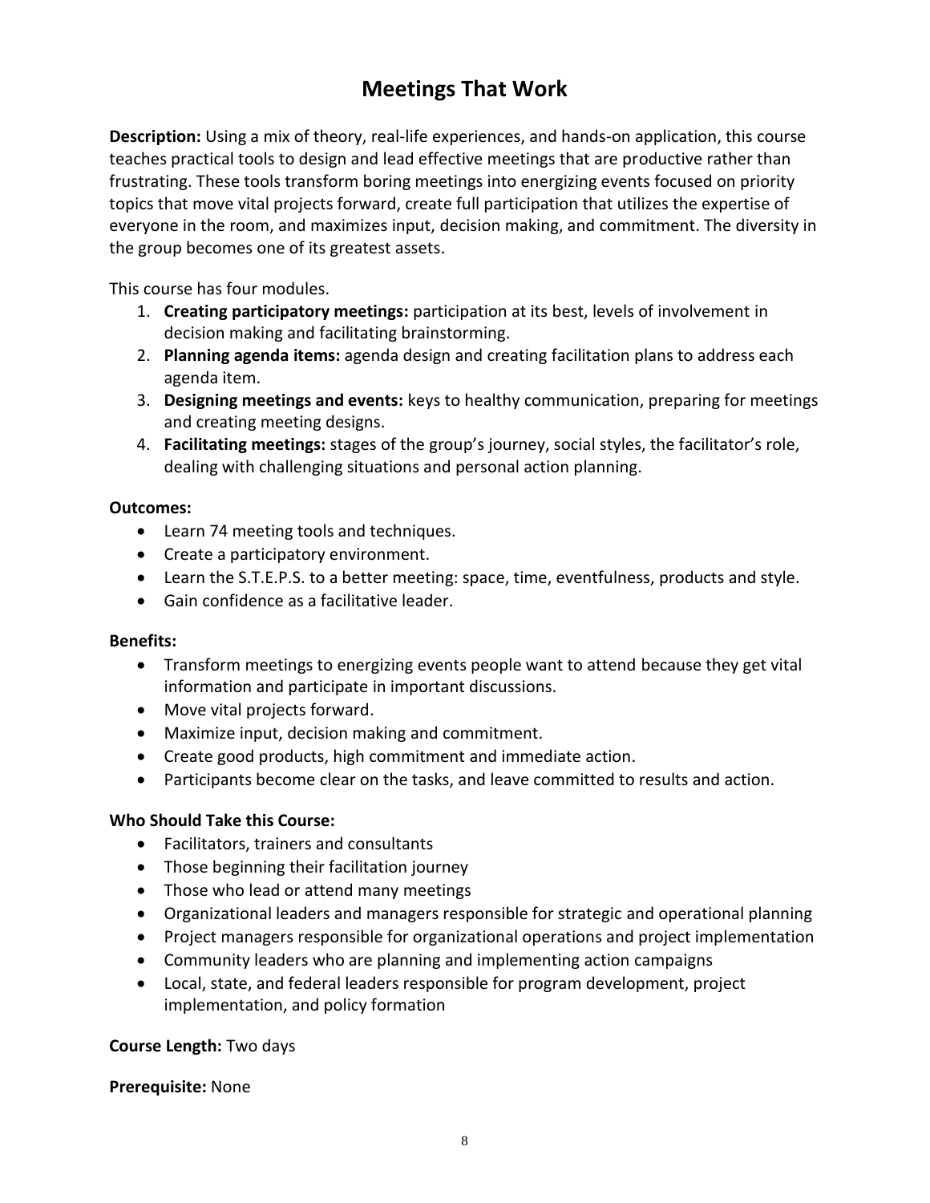# Meetings That Work

**Description:** Using a mix of theory, real-life experiences, and hands-on application, this course teaches practical tools to design and lead effective meetings that are productive rather than frustrating. These tools transform boring meetings into energizing events focused on priority topics that move vital projects forward, create full participation that utilizes the expertise of everyone in the room, and maximizes input, decision making, and commitment. The diversity in the group becomes one of its greatest assets.

This course has four modules.

1. **Creating participatory meetings:** participation at its best, levels of involvement in decision making and facilitating brainstorming.
2. **Planning agenda items:** agenda design and creating facilitation plans to address each agenda item.
3. **Designing meetings and events:** keys to healthy communication, preparing for meetings and creating meeting designs.
4. **Facilitating meetings:** stages of the group's journey, social styles, the facilitator's role, dealing with challenging situations and personal action planning.

**Outcomes:**

- Learn 74 meeting tools and techniques.
- Create a participatory environment.
- Learn the S.T.E.P.S. to a better meeting: space, time, eventfulness, products and style.
- Gain confidence as a facilitative leader.

**Benefits:**

- Transform meetings to energizing events people want to attend because they get vital information and participate in important discussions.
- Move vital projects forward.
- Maximize input, decision making and commitment.
- Create good products, high commitment and immediate action.
- Participants become clear on the tasks, and leave committed to results and action.

**Who Should Take this Course:**

- Facilitators, trainers and consultants
- Those beginning their facilitation journey
- Those who lead or attend many meetings
- Organizational leaders and managers responsible for strategic and operational planning
- Project managers responsible for organizational operations and project implementation
- Community leaders who are planning and implementing action campaigns
- Local, state, and federal leaders responsible for program development, project implementation, and policy formation

**Course Length:** Two days

**Prerequisite:** None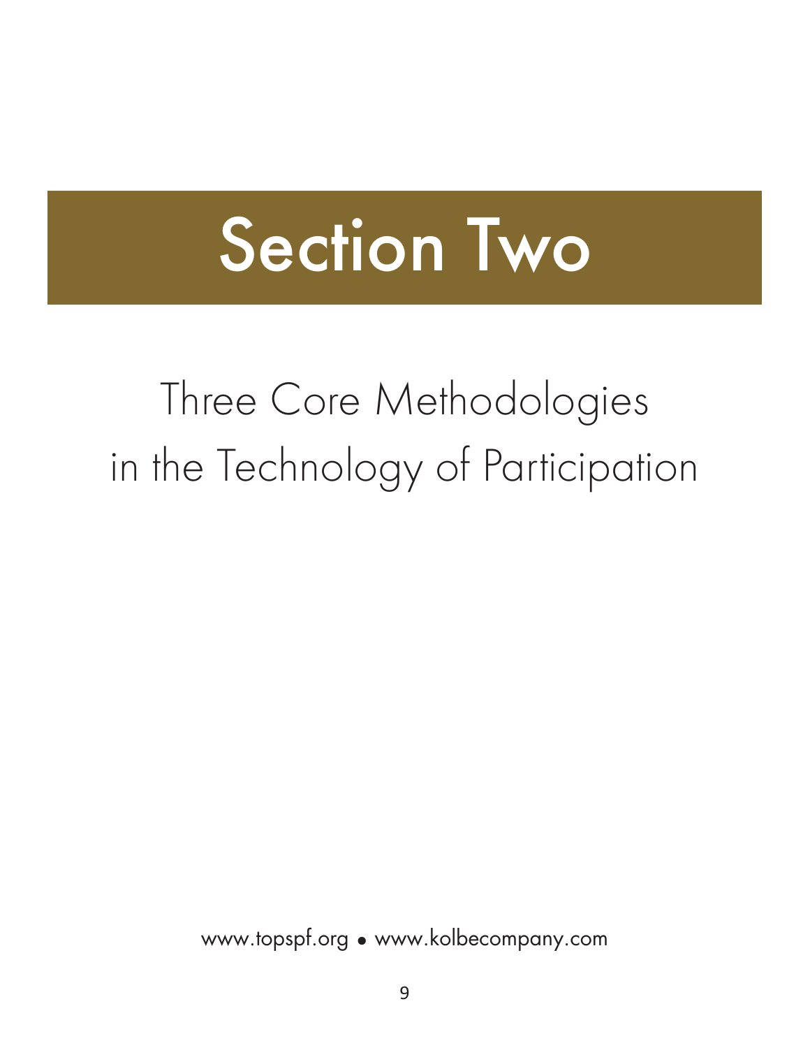# Section Two

## Three Core Methodologies in the Technology of Participation

www.topspf.org • www.kolbecompany.com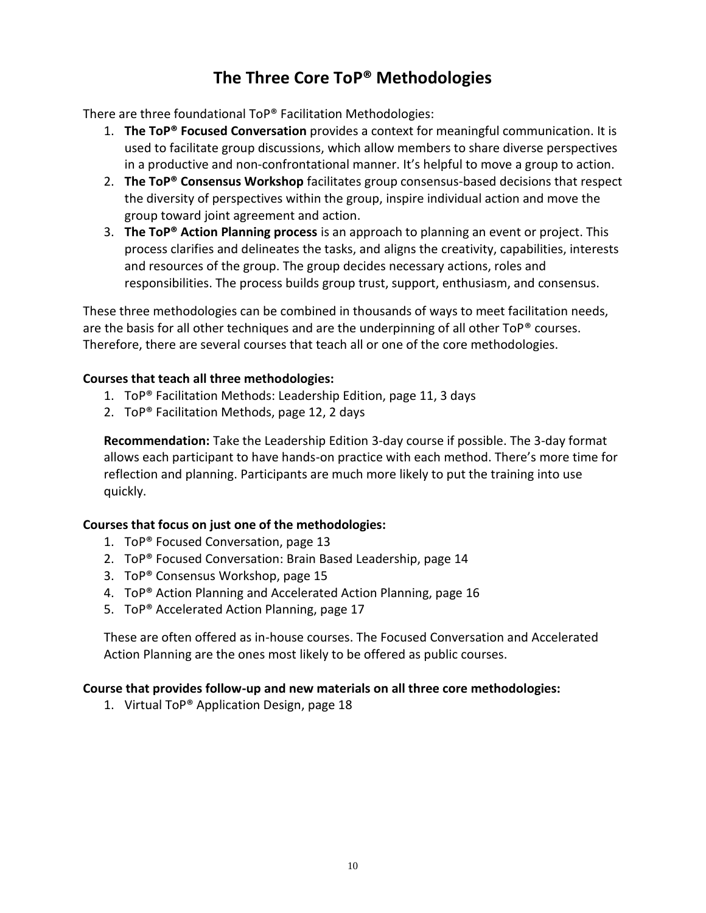# The Three Core ToP® Methodologies

There are three foundational ToP® Facilitation Methodologies:

1. **The ToP® Focused Conversation** provides a context for meaningful communication. It is used to facilitate group discussions, which allow members to share diverse perspectives in a productive and non-confrontational manner. It's helpful to move a group to action.
2. **The ToP® Consensus Workshop** facilitates group consensus-based decisions that respect the diversity of perspectives within the group, inspire individual action and move the group toward joint agreement and action.
3. **The ToP® Action Planning process** is an approach to planning an event or project. This process clarifies and delineates the tasks, and aligns the creativity, capabilities, interests and resources of the group. The group decides necessary actions, roles and responsibilities. The process builds group trust, support, enthusiasm, and consensus.

These three methodologies can be combined in thousands of ways to meet facilitation needs, are the basis for all other techniques and are the underpinning of all other ToP® courses. Therefore, there are several courses that teach all or one of the core methodologies.

**Courses that teach all three methodologies:**

1. ToP® Facilitation Methods: Leadership Edition, page 11, 3 days
2. ToP® Facilitation Methods, page 12, 2 days

**Recommendation:** Take the Leadership Edition 3-day course if possible. The 3-day format allows each participant to have hands-on practice with each method. There's more time for reflection and planning. Participants are much more likely to put the training into use quickly.

**Courses that focus on just one of the methodologies:**

1. ToP® Focused Conversation, page 13
2. ToP® Focused Conversation: Brain Based Leadership, page 14
3. ToP® Consensus Workshop, page 15
4. ToP® Action Planning and Accelerated Action Planning, page 16
5. ToP® Accelerated Action Planning, page 17

These are often offered as in-house courses. The Focused Conversation and Accelerated Action Planning are the ones most likely to be offered as public courses.

**Course that provides follow-up and new materials on all three core methodologies:**

1. Virtual ToP® Application Design, page 18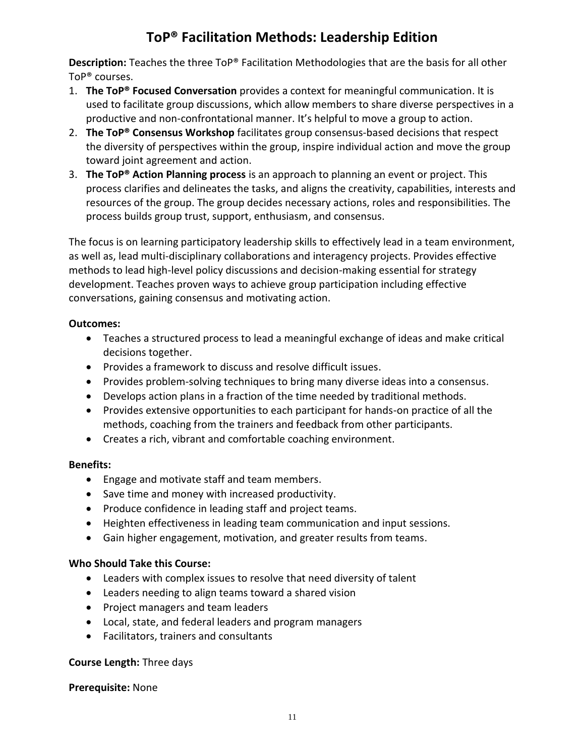# ToP® Facilitation Methods: Leadership Edition

**Description:** Teaches the three ToP® Facilitation Methodologies that are the basis for all other ToP® courses.

1. **The ToP® Focused Conversation** provides a context for meaningful communication. It is used to facilitate group discussions, which allow members to share diverse perspectives in a productive and non-confrontational manner. It's helpful to move a group to action.
2. **The ToP® Consensus Workshop** facilitates group consensus-based decisions that respect the diversity of perspectives within the group, inspire individual action and move the group toward joint agreement and action.
3. **The ToP® Action Planning process** is an approach to planning an event or project. This process clarifies and delineates the tasks, and aligns the creativity, capabilities, interests and resources of the group. The group decides necessary actions, roles and responsibilities. The process builds group trust, support, enthusiasm, and consensus.

The focus is on learning participatory leadership skills to effectively lead in a team environment, as well as, lead multi-disciplinary collaborations and interagency projects. Provides effective methods to lead high-level policy discussions and decision-making essential for strategy development. Teaches proven ways to achieve group participation including effective conversations, gaining consensus and motivating action.

**Outcomes:**

- Teaches a structured process to lead a meaningful exchange of ideas and make critical decisions together.
- Provides a framework to discuss and resolve difficult issues.
- Provides problem-solving techniques to bring many diverse ideas into a consensus.
- Develops action plans in a fraction of the time needed by traditional methods.
- Provides extensive opportunities to each participant for hands-on practice of all the methods, coaching from the trainers and feedback from other participants.
- Creates a rich, vibrant and comfortable coaching environment.

**Benefits:**

- Engage and motivate staff and team members.
- Save time and money with increased productivity.
- Produce confidence in leading staff and project teams.
- Heighten effectiveness in leading team communication and input sessions.
- Gain higher engagement, motivation, and greater results from teams.

**Who Should Take this Course:**

- Leaders with complex issues to resolve that need diversity of talent
- Leaders needing to align teams toward a shared vision
- Project managers and team leaders
- Local, state, and federal leaders and program managers
- Facilitators, trainers and consultants

**Course Length:** Three days

**Prerequisite:** None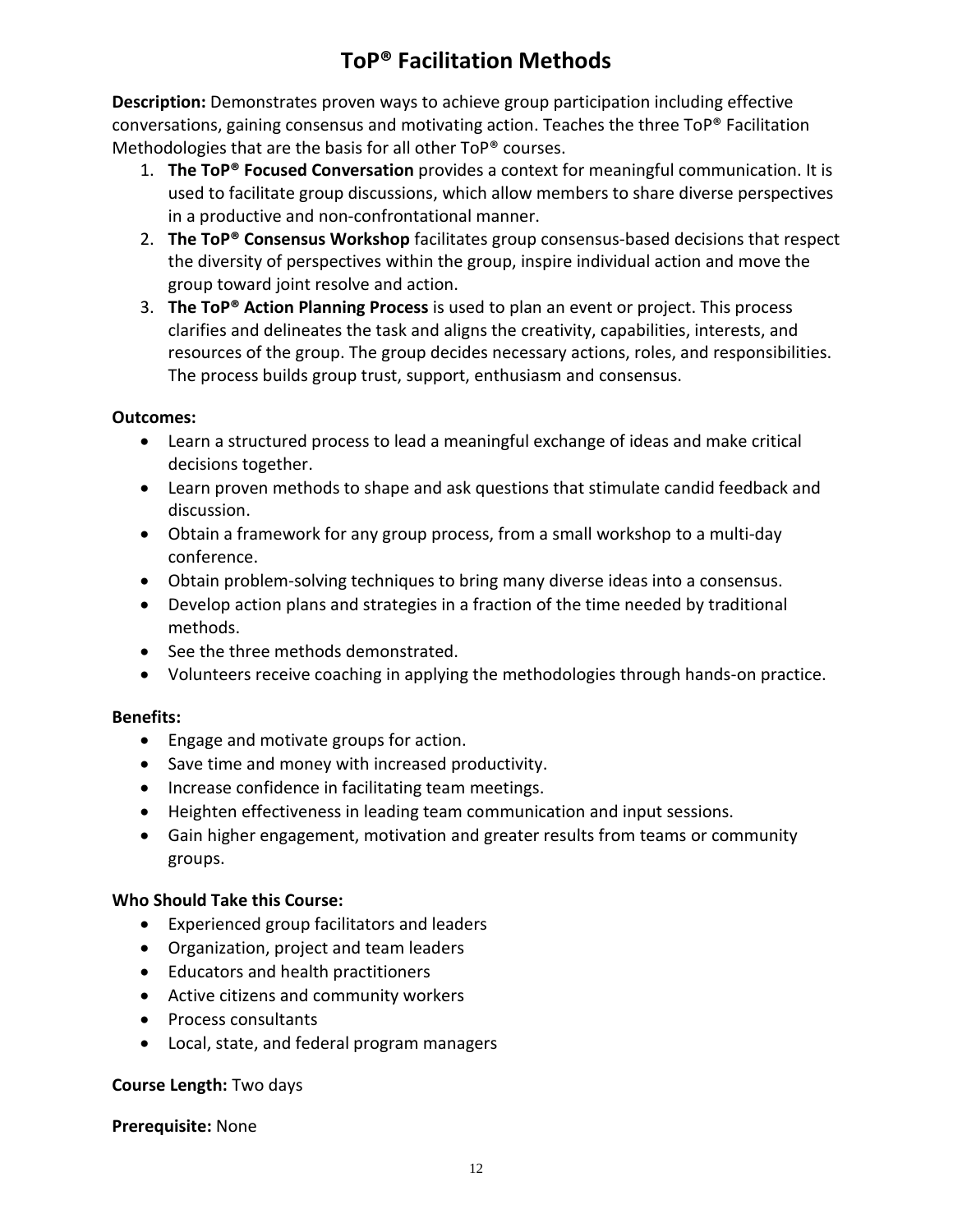# ToP® Facilitation Methods

**Description:** Demonstrates proven ways to achieve group participation including effective conversations, gaining consensus and motivating action. Teaches the three ToP® Facilitation Methodologies that are the basis for all other ToP® courses.

1. **The ToP® Focused Conversation** provides a context for meaningful communication. It is used to facilitate group discussions, which allow members to share diverse perspectives in a productive and non-confrontational manner.
2. **The ToP® Consensus Workshop** facilitates group consensus-based decisions that respect the diversity of perspectives within the group, inspire individual action and move the group toward joint resolve and action.
3. **The ToP® Action Planning Process** is used to plan an event or project. This process clarifies and delineates the task and aligns the creativity, capabilities, interests, and resources of the group. The group decides necessary actions, roles, and responsibilities. The process builds group trust, support, enthusiasm and consensus.

**Outcomes:**

- Learn a structured process to lead a meaningful exchange of ideas and make critical decisions together.
- Learn proven methods to shape and ask questions that stimulate candid feedback and discussion.
- Obtain a framework for any group process, from a small workshop to a multi-day conference.
- Obtain problem-solving techniques to bring many diverse ideas into a consensus.
- Develop action plans and strategies in a fraction of the time needed by traditional methods.
- See the three methods demonstrated.
- Volunteers receive coaching in applying the methodologies through hands-on practice.

**Benefits:**

- Engage and motivate groups for action.
- Save time and money with increased productivity.
- Increase confidence in facilitating team meetings.
- Heighten effectiveness in leading team communication and input sessions.
- Gain higher engagement, motivation and greater results from teams or community groups.

**Who Should Take this Course:**

- Experienced group facilitators and leaders
- Organization, project and team leaders
- Educators and health practitioners
- Active citizens and community workers
- Process consultants
- Local, state, and federal program managers

**Course Length:** Two days

**Prerequisite:** None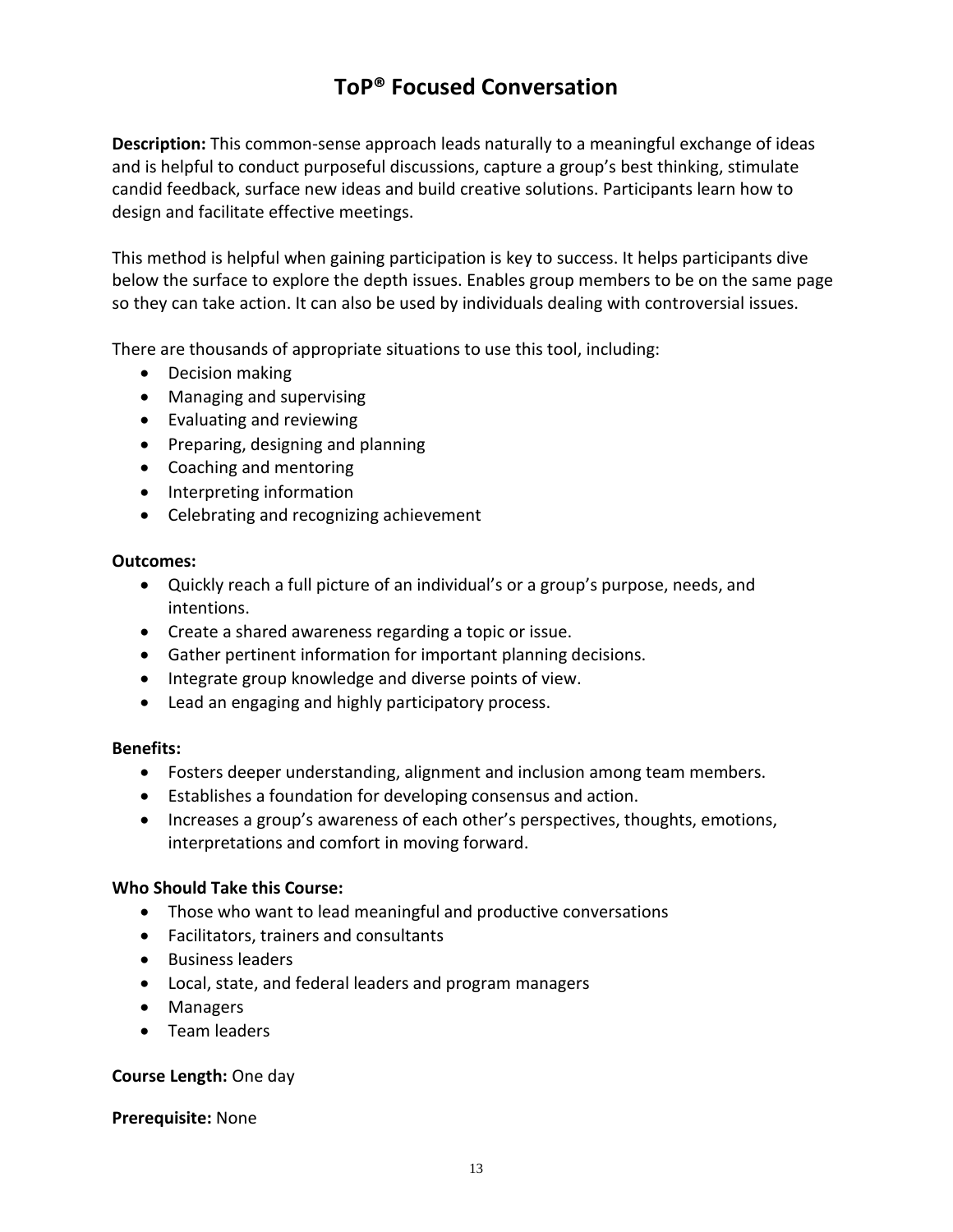# ToP® Focused Conversation

**Description:** This common-sense approach leads naturally to a meaningful exchange of ideas and is helpful to conduct purposeful discussions, capture a group's best thinking, stimulate candid feedback, surface new ideas and build creative solutions. Participants learn how to design and facilitate effective meetings.

This method is helpful when gaining participation is key to success. It helps participants dive below the surface to explore the depth issues. Enables group members to be on the same page so they can take action. It can also be used by individuals dealing with controversial issues.

There are thousands of appropriate situations to use this tool, including:

- Decision making
- Managing and supervising
- Evaluating and reviewing
- Preparing, designing and planning
- Coaching and mentoring
- Interpreting information
- Celebrating and recognizing achievement

**Outcomes:**

- Quickly reach a full picture of an individual's or a group's purpose, needs, and intentions.
- Create a shared awareness regarding a topic or issue.
- Gather pertinent information for important planning decisions.
- Integrate group knowledge and diverse points of view.
- Lead an engaging and highly participatory process.

**Benefits:**

- Fosters deeper understanding, alignment and inclusion among team members.
- Establishes a foundation for developing consensus and action.
- Increases a group's awareness of each other's perspectives, thoughts, emotions, interpretations and comfort in moving forward.

**Who Should Take this Course:**

- Those who want to lead meaningful and productive conversations
- Facilitators, trainers and consultants
- Business leaders
- Local, state, and federal leaders and program managers
- Managers
- Team leaders

**Course Length:** One day

**Prerequisite:** None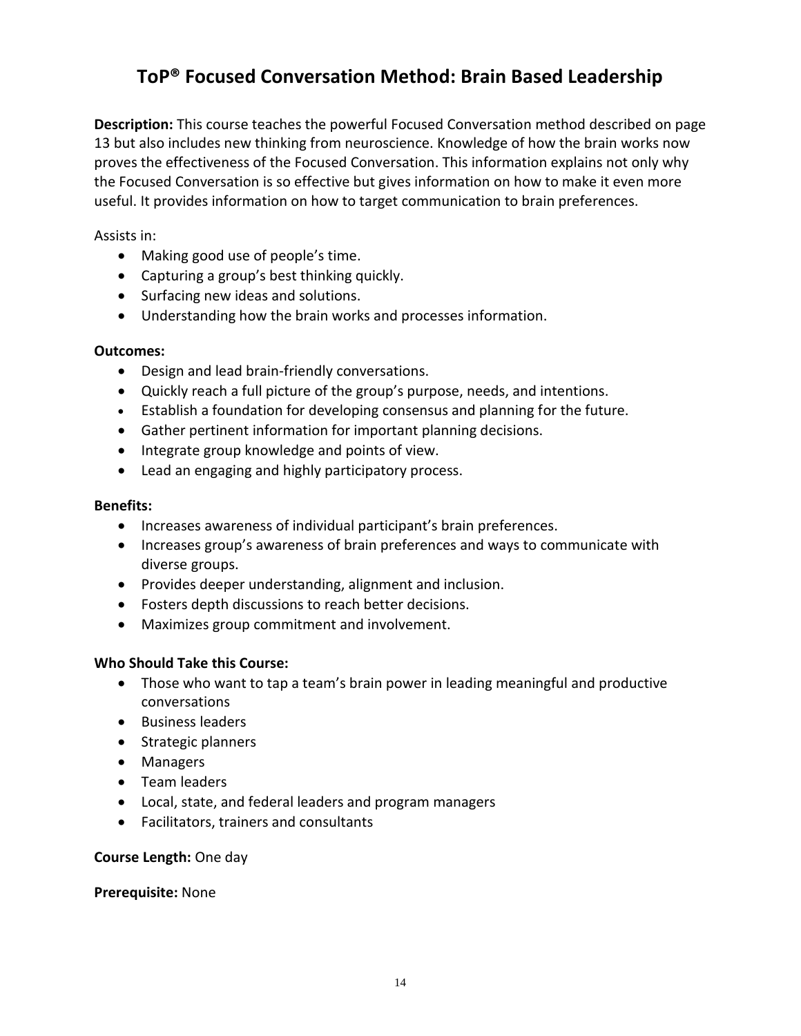# ToP® Focused Conversation Method: Brain Based Leadership

**Description:** This course teaches the powerful Focused Conversation method described on page 13 but also includes new thinking from neuroscience. Knowledge of how the brain works now proves the effectiveness of the Focused Conversation. This information explains not only why the Focused Conversation is so effective but gives information on how to make it even more useful. It provides information on how to target communication to brain preferences.

Assists in:

- Making good use of people's time.
- Capturing a group's best thinking quickly.
- Surfacing new ideas and solutions.
- Understanding how the brain works and processes information.

**Outcomes:**

- Design and lead brain-friendly conversations.
- Quickly reach a full picture of the group's purpose, needs, and intentions.
- Establish a foundation for developing consensus and planning for the future.
- Gather pertinent information for important planning decisions.
- Integrate group knowledge and points of view.
- Lead an engaging and highly participatory process.

**Benefits:**

- Increases awareness of individual participant's brain preferences.
- Increases group's awareness of brain preferences and ways to communicate with diverse groups.
- Provides deeper understanding, alignment and inclusion.
- Fosters depth discussions to reach better decisions.
- Maximizes group commitment and involvement.

**Who Should Take this Course:**

- Those who want to tap a team's brain power in leading meaningful and productive conversations
- Business leaders
- Strategic planners
- Managers
- Team leaders
- Local, state, and federal leaders and program managers
- Facilitators, trainers and consultants

**Course Length:** One day

**Prerequisite:** None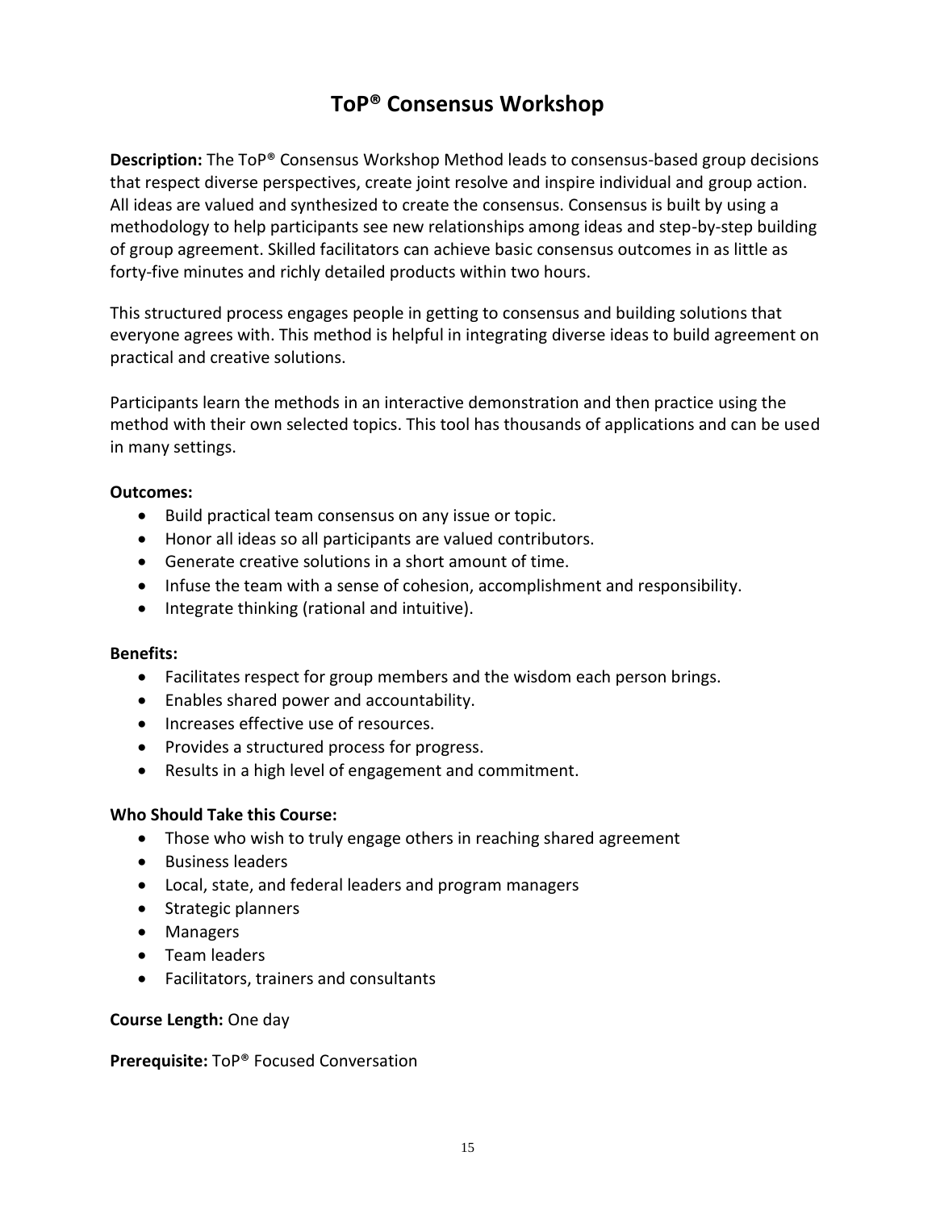# ToP® Consensus Workshop

**Description:** The ToP® Consensus Workshop Method leads to consensus-based group decisions that respect diverse perspectives, create joint resolve and inspire individual and group action. All ideas are valued and synthesized to create the consensus. Consensus is built by using a methodology to help participants see new relationships among ideas and step-by-step building of group agreement. Skilled facilitators can achieve basic consensus outcomes in as little as forty-five minutes and richly detailed products within two hours.

This structured process engages people in getting to consensus and building solutions that everyone agrees with. This method is helpful in integrating diverse ideas to build agreement on practical and creative solutions.

Participants learn the methods in an interactive demonstration and then practice using the method with their own selected topics. This tool has thousands of applications and can be used in many settings.

**Outcomes:**

- Build practical team consensus on any issue or topic.
- Honor all ideas so all participants are valued contributors.
- Generate creative solutions in a short amount of time.
- Infuse the team with a sense of cohesion, accomplishment and responsibility.
- Integrate thinking (rational and intuitive).

**Benefits:**

- Facilitates respect for group members and the wisdom each person brings.
- Enables shared power and accountability.
- Increases effective use of resources.
- Provides a structured process for progress.
- Results in a high level of engagement and commitment.

**Who Should Take this Course:**

- Those who wish to truly engage others in reaching shared agreement
- Business leaders
- Local, state, and federal leaders and program managers
- Strategic planners
- Managers
- Team leaders
- Facilitators, trainers and consultants

**Course Length:** One day

**Prerequisite:** ToP® Focused Conversation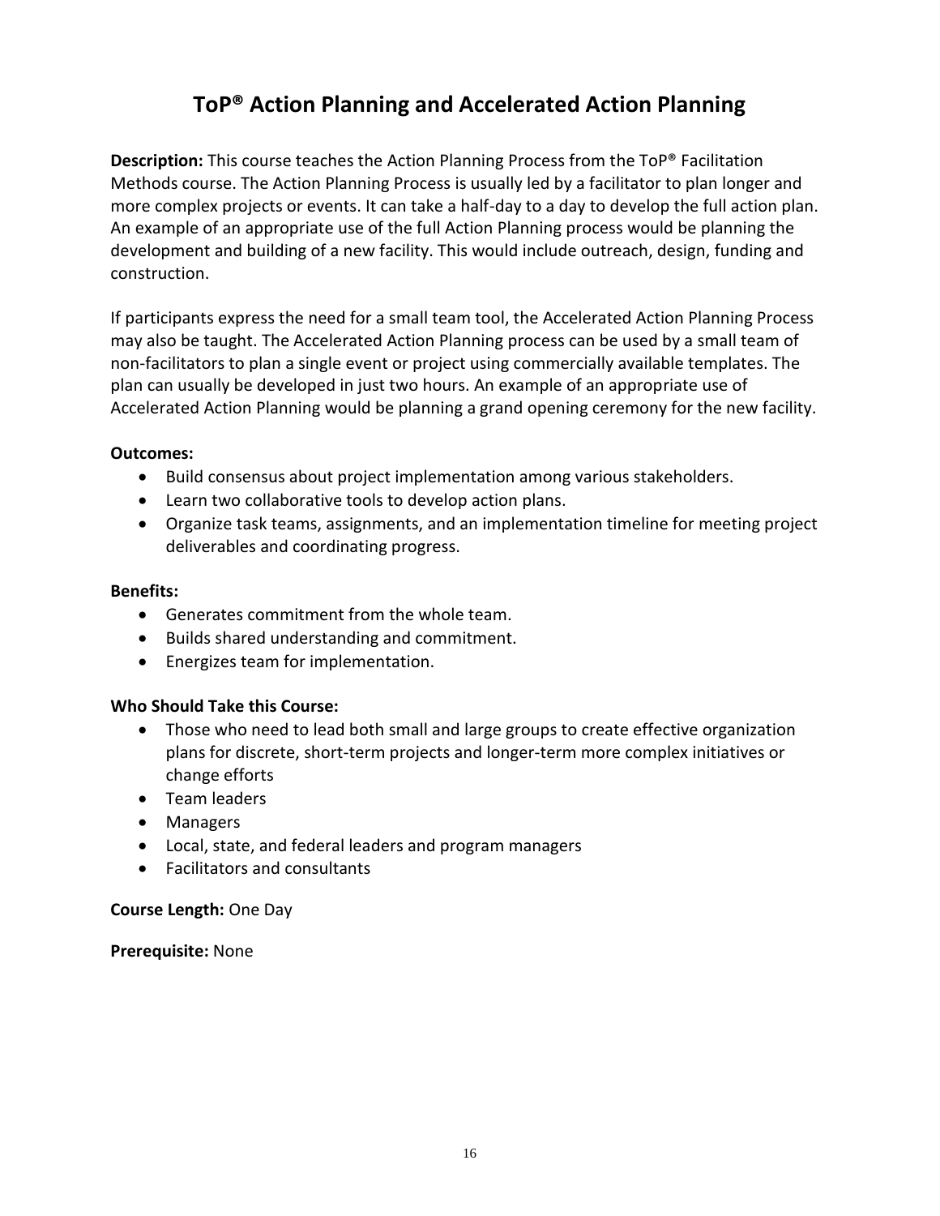# ToP® Action Planning and Accelerated Action Planning

**Description:** This course teaches the Action Planning Process from the ToP® Facilitation Methods course. The Action Planning Process is usually led by a facilitator to plan longer and more complex projects or events. It can take a half-day to a day to develop the full action plan. An example of an appropriate use of the full Action Planning process would be planning the development and building of a new facility. This would include outreach, design, funding and construction.

If participants express the need for a small team tool, the Accelerated Action Planning Process may also be taught. The Accelerated Action Planning process can be used by a small team of non-facilitators to plan a single event or project using commercially available templates. The plan can usually be developed in just two hours. An example of an appropriate use of Accelerated Action Planning would be planning a grand opening ceremony for the new facility.

**Outcomes:**

- Build consensus about project implementation among various stakeholders.
- Learn two collaborative tools to develop action plans.
- Organize task teams, assignments, and an implementation timeline for meeting project deliverables and coordinating progress.

**Benefits:**

- Generates commitment from the whole team.
- Builds shared understanding and commitment.
- Energizes team for implementation.

**Who Should Take this Course:**

- Those who need to lead both small and large groups to create effective organization plans for discrete, short-term projects and longer-term more complex initiatives or change efforts
- Team leaders
- Managers
- Local, state, and federal leaders and program managers
- Facilitators and consultants

**Course Length:** One Day

**Prerequisite:** None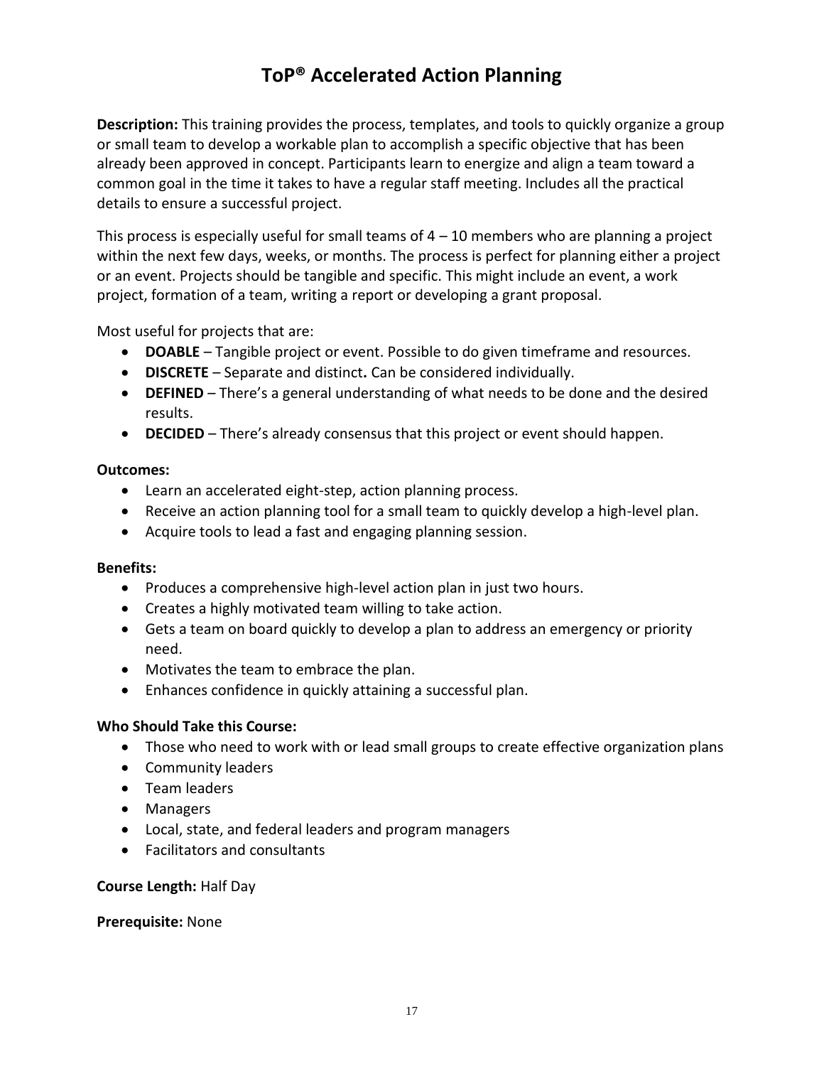# ToP® Accelerated Action Planning

**Description:** This training provides the process, templates, and tools to quickly organize a group or small team to develop a workable plan to accomplish a specific objective that has been already been approved in concept. Participants learn to energize and align a team toward a common goal in the time it takes to have a regular staff meeting. Includes all the practical details to ensure a successful project.

This process is especially useful for small teams of 4 – 10 members who are planning a project within the next few days, weeks, or months. The process is perfect for planning either a project or an event. Projects should be tangible and specific. This might include an event, a work project, formation of a team, writing a report or developing a grant proposal.

Most useful for projects that are:

- **DOABLE** – Tangible project or event. Possible to do given timeframe and resources.
- **DISCRETE** – Separate and distinct**.** Can be considered individually.
- **DEFINED** – There's a general understanding of what needs to be done and the desired results.
- **DECIDED** – There's already consensus that this project or event should happen.

**Outcomes:**

- Learn an accelerated eight-step, action planning process.
- Receive an action planning tool for a small team to quickly develop a high-level plan.
- Acquire tools to lead a fast and engaging planning session.

**Benefits:**

- Produces a comprehensive high-level action plan in just two hours.
- Creates a highly motivated team willing to take action.
- Gets a team on board quickly to develop a plan to address an emergency or priority need.
- Motivates the team to embrace the plan.
- Enhances confidence in quickly attaining a successful plan.

**Who Should Take this Course:**

- Those who need to work with or lead small groups to create effective organization plans
- Community leaders
- Team leaders
- Managers
- Local, state, and federal leaders and program managers
- Facilitators and consultants

**Course Length:** Half Day

**Prerequisite:** None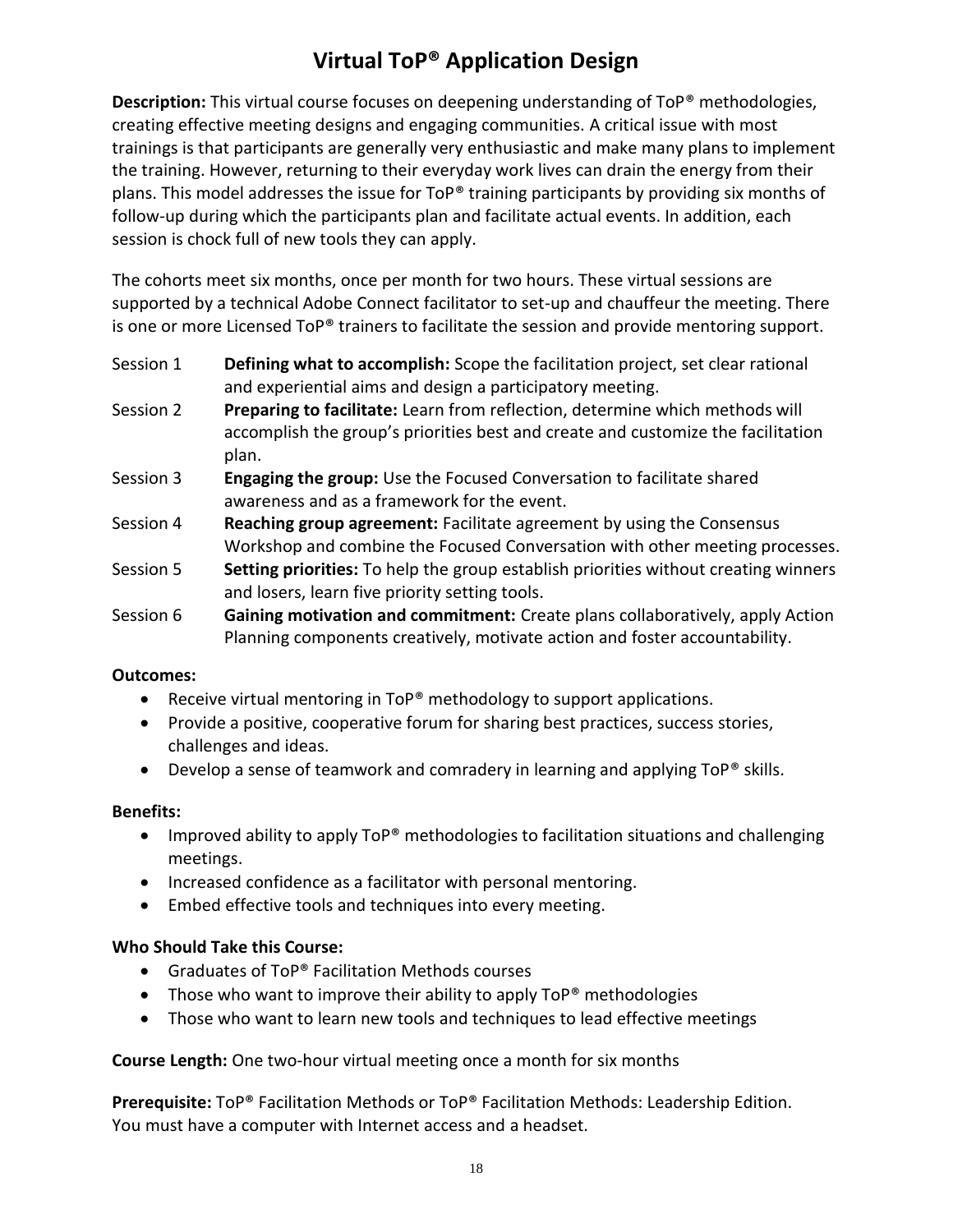# Virtual ToP® Application Design

**Description:** This virtual course focuses on deepening understanding of ToP® methodologies, creating effective meeting designs and engaging communities. A critical issue with most trainings is that participants are generally very enthusiastic and make many plans to implement the training. However, returning to their everyday work lives can drain the energy from their plans. This model addresses the issue for ToP® training participants by providing six months of follow-up during which the participants plan and facilitate actual events. In addition, each session is chock full of new tools they can apply.

The cohorts meet six months, once per month for two hours. These virtual sessions are supported by a technical Adobe Connect facilitator to set-up and chauffeur the meeting. There is one or more Licensed ToP® trainers to facilitate the session and provide mentoring support.

| | |
|---|---|
| Session 1 | **Defining what to accomplish:** Scope the facilitation project, set clear rational and experiential aims and design a participatory meeting. |
| Session 2 | **Preparing to facilitate:** Learn from reflection, determine which methods will accomplish the group's priorities best and create and customize the facilitation plan. |
| Session 3 | **Engaging the group:** Use the Focused Conversation to facilitate shared awareness and as a framework for the event. |
| Session 4 | **Reaching group agreement:** Facilitate agreement by using the Consensus Workshop and combine the Focused Conversation with other meeting processes. |
| Session 5 | **Setting priorities:** To help the group establish priorities without creating winners and losers, learn five priority setting tools. |
| Session 6 | **Gaining motivation and commitment:** Create plans collaboratively, apply Action Planning components creatively, motivate action and foster accountability. |

**Outcomes:**

- Receive virtual mentoring in ToP® methodology to support applications.
- Provide a positive, cooperative forum for sharing best practices, success stories, challenges and ideas.
- Develop a sense of teamwork and comradery in learning and applying ToP® skills.

**Benefits:**

- Improved ability to apply ToP® methodologies to facilitation situations and challenging meetings.
- Increased confidence as a facilitator with personal mentoring.
- Embed effective tools and techniques into every meeting.

**Who Should Take this Course:**

- Graduates of ToP® Facilitation Methods courses
- Those who want to improve their ability to apply ToP® methodologies
- Those who want to learn new tools and techniques to lead effective meetings

**Course Length:** One two-hour virtual meeting once a month for six months

**Prerequisite:** ToP® Facilitation Methods or ToP® Facilitation Methods: Leadership Edition.
You must have a computer with Internet access and a headset.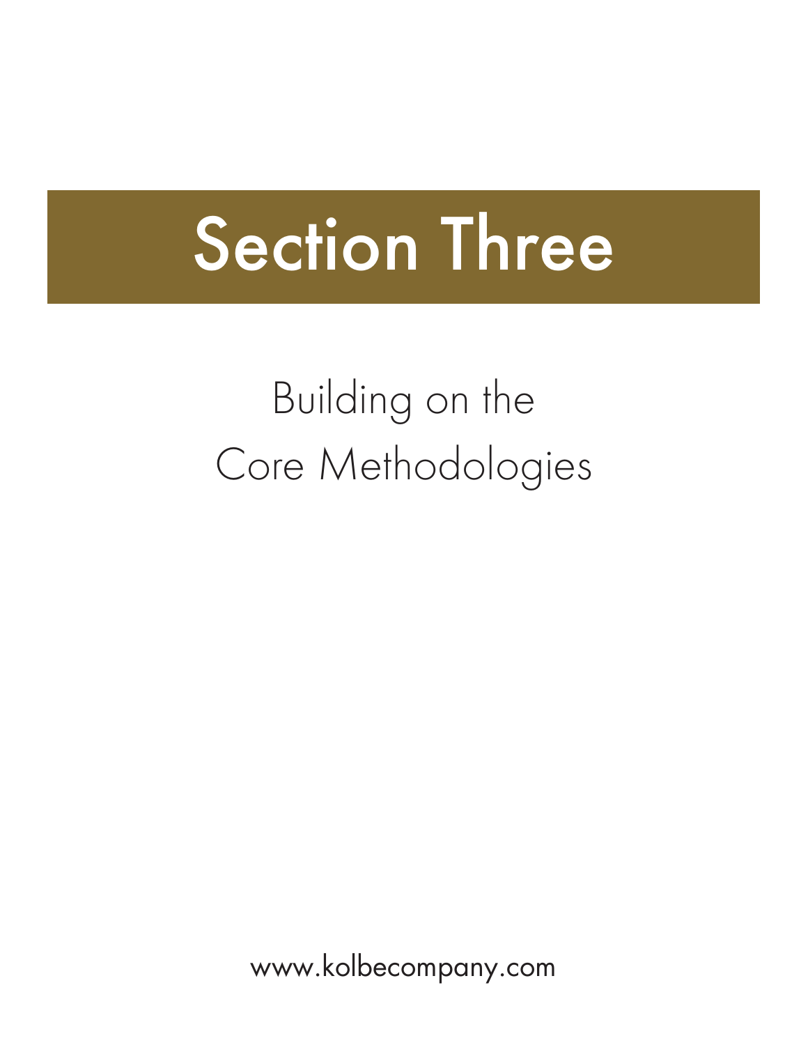# Section Three

## Building on the Core Methodologies

www.kolbecompany.com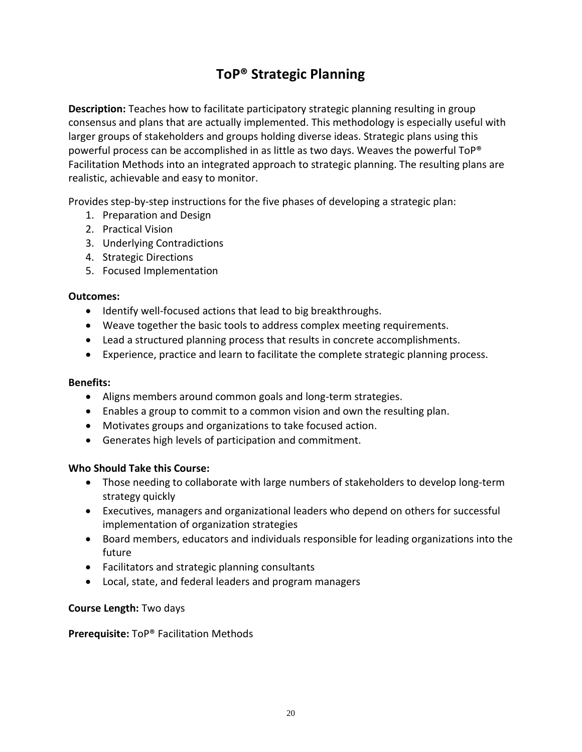# ToP® Strategic Planning

**Description:** Teaches how to facilitate participatory strategic planning resulting in group consensus and plans that are actually implemented. This methodology is especially useful with larger groups of stakeholders and groups holding diverse ideas. Strategic plans using this powerful process can be accomplished in as little as two days. Weaves the powerful ToP® Facilitation Methods into an integrated approach to strategic planning. The resulting plans are realistic, achievable and easy to monitor.

Provides step-by-step instructions for the five phases of developing a strategic plan:

1. Preparation and Design
2. Practical Vision
3. Underlying Contradictions
4. Strategic Directions
5. Focused Implementation

**Outcomes:**

- Identify well-focused actions that lead to big breakthroughs.
- Weave together the basic tools to address complex meeting requirements.
- Lead a structured planning process that results in concrete accomplishments.
- Experience, practice and learn to facilitate the complete strategic planning process.

**Benefits:**

- Aligns members around common goals and long-term strategies.
- Enables a group to commit to a common vision and own the resulting plan.
- Motivates groups and organizations to take focused action.
- Generates high levels of participation and commitment.

**Who Should Take this Course:**

- Those needing to collaborate with large numbers of stakeholders to develop long-term strategy quickly
- Executives, managers and organizational leaders who depend on others for successful implementation of organization strategies
- Board members, educators and individuals responsible for leading organizations into the future
- Facilitators and strategic planning consultants
- Local, state, and federal leaders and program managers

**Course Length:** Two days

**Prerequisite:** ToP® Facilitation Methods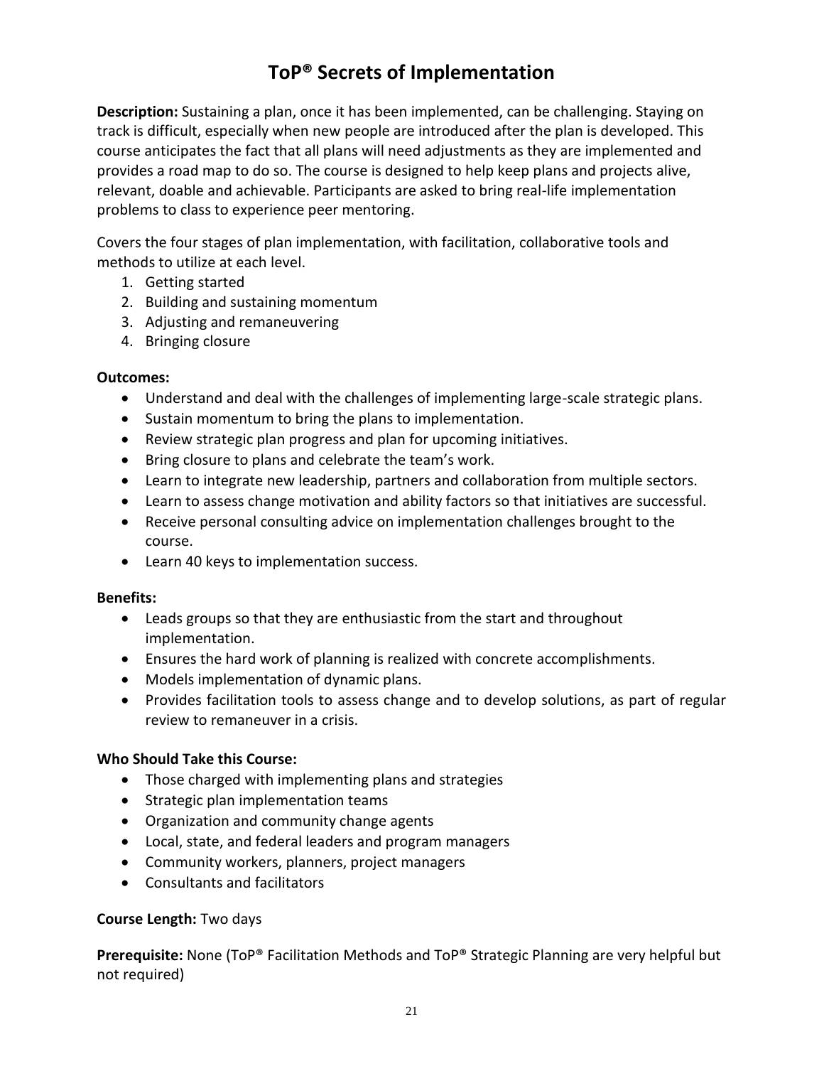# ToP® Secrets of Implementation

**Description:** Sustaining a plan, once it has been implemented, can be challenging. Staying on track is difficult, especially when new people are introduced after the plan is developed. This course anticipates the fact that all plans will need adjustments as they are implemented and provides a road map to do so. The course is designed to help keep plans and projects alive, relevant, doable and achievable. Participants are asked to bring real-life implementation problems to class to experience peer mentoring.

Covers the four stages of plan implementation, with facilitation, collaborative tools and methods to utilize at each level.

1. Getting started
2. Building and sustaining momentum
3. Adjusting and remaneuvering
4. Bringing closure

**Outcomes:**

- Understand and deal with the challenges of implementing large-scale strategic plans.
- Sustain momentum to bring the plans to implementation.
- Review strategic plan progress and plan for upcoming initiatives.
- Bring closure to plans and celebrate the team's work.
- Learn to integrate new leadership, partners and collaboration from multiple sectors.
- Learn to assess change motivation and ability factors so that initiatives are successful.
- Receive personal consulting advice on implementation challenges brought to the course.
- Learn 40 keys to implementation success.

**Benefits:**

- Leads groups so that they are enthusiastic from the start and throughout implementation.
- Ensures the hard work of planning is realized with concrete accomplishments.
- Models implementation of dynamic plans.
- Provides facilitation tools to assess change and to develop solutions, as part of regular review to remaneuver in a crisis.

**Who Should Take this Course:**

- Those charged with implementing plans and strategies
- Strategic plan implementation teams
- Organization and community change agents
- Local, state, and federal leaders and program managers
- Community workers, planners, project managers
- Consultants and facilitators

**Course Length:** Two days

**Prerequisite:** None (ToP® Facilitation Methods and ToP® Strategic Planning are very helpful but not required)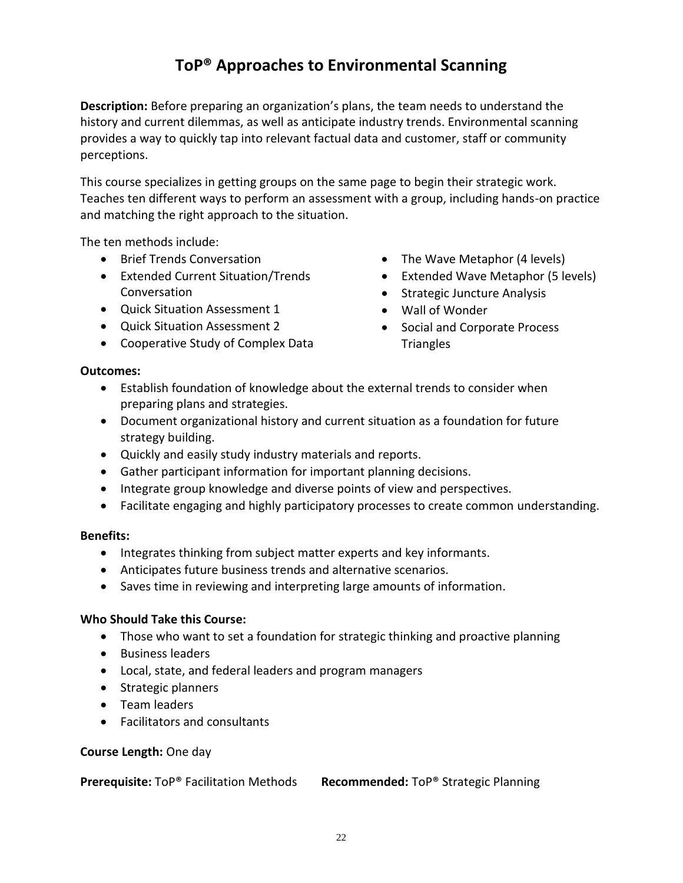# ToP® Approaches to Environmental Scanning

**Description:** Before preparing an organization's plans, the team needs to understand the history and current dilemmas, as well as anticipate industry trends. Environmental scanning provides a way to quickly tap into relevant factual data and customer, staff or community perceptions.

This course specializes in getting groups on the same page to begin their strategic work. Teaches ten different ways to perform an assessment with a group, including hands-on practice and matching the right approach to the situation.

The ten methods include:

- Brief Trends Conversation
- Extended Current Situation/Trends Conversation
- Quick Situation Assessment 1
- Quick Situation Assessment 2
- Cooperative Study of Complex Data
- The Wave Metaphor (4 levels)
- Extended Wave Metaphor (5 levels)
- Strategic Juncture Analysis
- Wall of Wonder
- Social and Corporate Process Triangles

**Outcomes:**

- Establish foundation of knowledge about the external trends to consider when preparing plans and strategies.
- Document organizational history and current situation as a foundation for future strategy building.
- Quickly and easily study industry materials and reports.
- Gather participant information for important planning decisions.
- Integrate group knowledge and diverse points of view and perspectives.
- Facilitate engaging and highly participatory processes to create common understanding.

**Benefits:**

- Integrates thinking from subject matter experts and key informants.
- Anticipates future business trends and alternative scenarios.
- Saves time in reviewing and interpreting large amounts of information.

**Who Should Take this Course:**

- Those who want to set a foundation for strategic thinking and proactive planning
- Business leaders
- Local, state, and federal leaders and program managers
- Strategic planners
- Team leaders
- Facilitators and consultants

**Course Length:** One day

**Prerequisite:** ToP® Facilitation Methods **Recommended:** ToP® Strategic Planning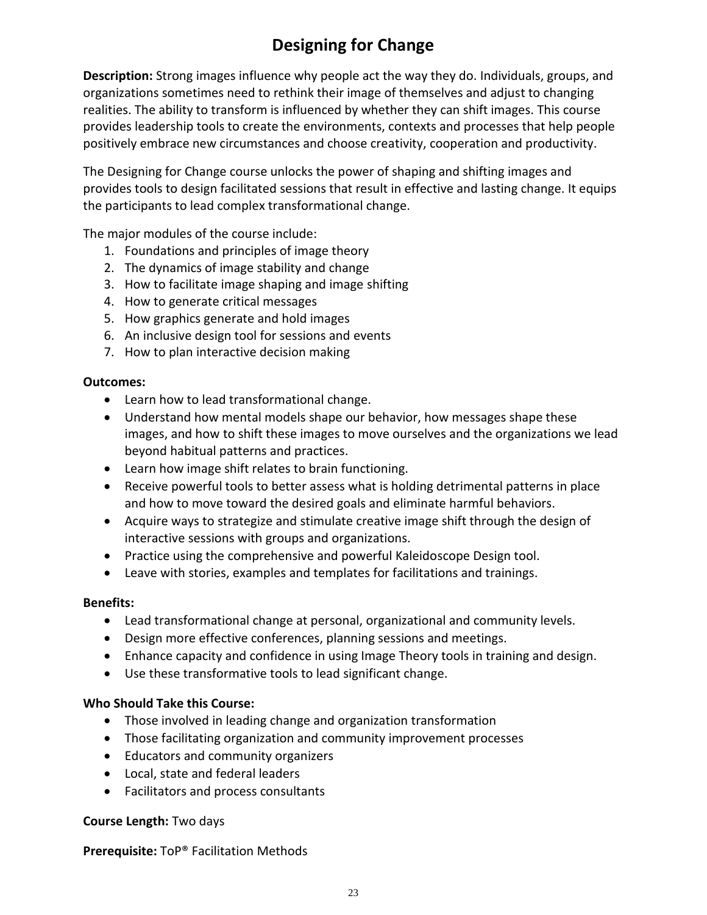# Designing for Change

**Description:** Strong images influence why people act the way they do. Individuals, groups, and organizations sometimes need to rethink their image of themselves and adjust to changing realities. The ability to transform is influenced by whether they can shift images. This course provides leadership tools to create the environments, contexts and processes that help people positively embrace new circumstances and choose creativity, cooperation and productivity.

The Designing for Change course unlocks the power of shaping and shifting images and provides tools to design facilitated sessions that result in effective and lasting change. It equips the participants to lead complex transformational change.

The major modules of the course include:

1. Foundations and principles of image theory
2. The dynamics of image stability and change
3. How to facilitate image shaping and image shifting
4. How to generate critical messages
5. How graphics generate and hold images
6. An inclusive design tool for sessions and events
7. How to plan interactive decision making

**Outcomes:**

- Learn how to lead transformational change.
- Understand how mental models shape our behavior, how messages shape these images, and how to shift these images to move ourselves and the organizations we lead beyond habitual patterns and practices.
- Learn how image shift relates to brain functioning.
- Receive powerful tools to better assess what is holding detrimental patterns in place and how to move toward the desired goals and eliminate harmful behaviors.
- Acquire ways to strategize and stimulate creative image shift through the design of interactive sessions with groups and organizations.
- Practice using the comprehensive and powerful Kaleidoscope Design tool.
- Leave with stories, examples and templates for facilitations and trainings.

**Benefits:**

- Lead transformational change at personal, organizational and community levels.
- Design more effective conferences, planning sessions and meetings.
- Enhance capacity and confidence in using Image Theory tools in training and design.
- Use these transformative tools to lead significant change.

**Who Should Take this Course:**

- Those involved in leading change and organization transformation
- Those facilitating organization and community improvement processes
- Educators and community organizers
- Local, state and federal leaders
- Facilitators and process consultants

**Course Length:** Two days

**Prerequisite:** ToP® Facilitation Methods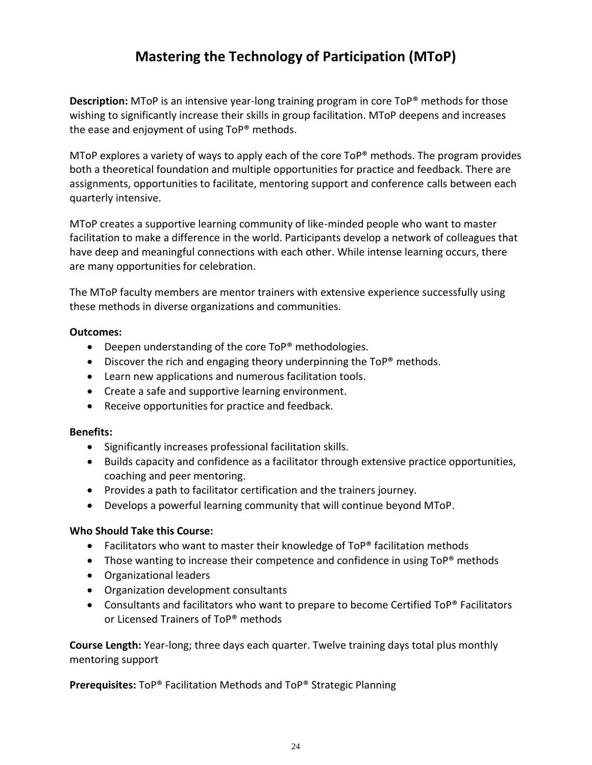# Mastering the Technology of Participation (MToP)

**Description:** MToP is an intensive year-long training program in core ToP® methods for those wishing to significantly increase their skills in group facilitation. MToP deepens and increases the ease and enjoyment of using ToP® methods.

MToP explores a variety of ways to apply each of the core ToP® methods. The program provides both a theoretical foundation and multiple opportunities for practice and feedback. There are assignments, opportunities to facilitate, mentoring support and conference calls between each quarterly intensive.

MToP creates a supportive learning community of like-minded people who want to master facilitation to make a difference in the world. Participants develop a network of colleagues that have deep and meaningful connections with each other. While intense learning occurs, there are many opportunities for celebration.

The MToP faculty members are mentor trainers with extensive experience successfully using these methods in diverse organizations and communities.

**Outcomes:**

- Deepen understanding of the core ToP® methodologies.
- Discover the rich and engaging theory underpinning the ToP® methods.
- Learn new applications and numerous facilitation tools.
- Create a safe and supportive learning environment.
- Receive opportunities for practice and feedback.

**Benefits:**

- Significantly increases professional facilitation skills.
- Builds capacity and confidence as a facilitator through extensive practice opportunities, coaching and peer mentoring.
- Provides a path to facilitator certification and the trainers journey.
- Develops a powerful learning community that will continue beyond MToP.

**Who Should Take this Course:**

- Facilitators who want to master their knowledge of ToP® facilitation methods
- Those wanting to increase their competence and confidence in using ToP® methods
- Organizational leaders
- Organization development consultants
- Consultants and facilitators who want to prepare to become Certified ToP® Facilitators or Licensed Trainers of ToP® methods

**Course Length:** Year-long; three days each quarter. Twelve training days total plus monthly mentoring support

**Prerequisites:** ToP® Facilitation Methods and ToP® Strategic Planning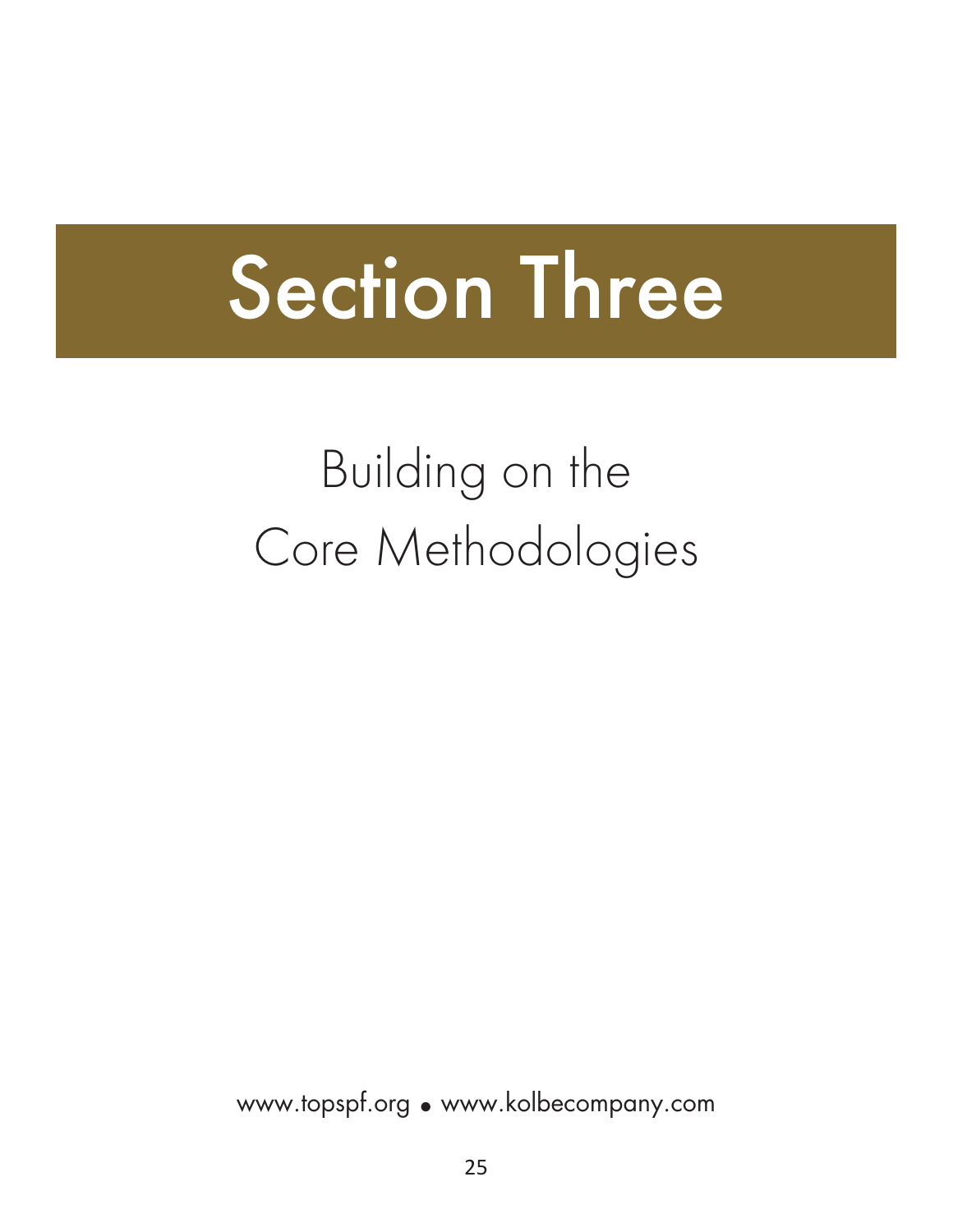# Section Three

## Building on the Core Methodologies

www.topspf.org • www.kolbecompany.com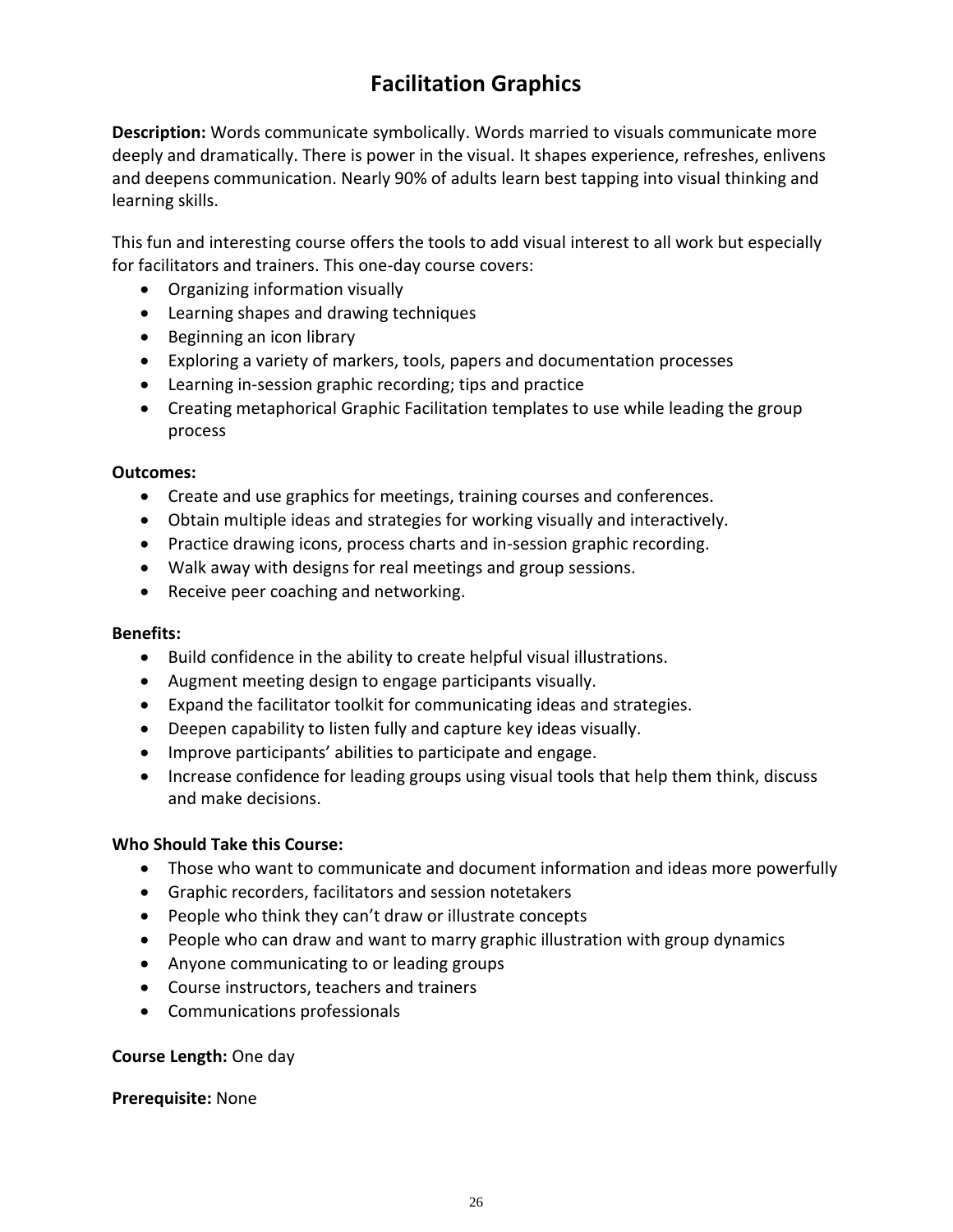# Facilitation Graphics

**Description:** Words communicate symbolically. Words married to visuals communicate more deeply and dramatically. There is power in the visual. It shapes experience, refreshes, enlivens and deepens communication. Nearly 90% of adults learn best tapping into visual thinking and learning skills.

This fun and interesting course offers the tools to add visual interest to all work but especially for facilitators and trainers. This one-day course covers:

- Organizing information visually
- Learning shapes and drawing techniques
- Beginning an icon library
- Exploring a variety of markers, tools, papers and documentation processes
- Learning in-session graphic recording; tips and practice
- Creating metaphorical Graphic Facilitation templates to use while leading the group process

**Outcomes:**

- Create and use graphics for meetings, training courses and conferences.
- Obtain multiple ideas and strategies for working visually and interactively.
- Practice drawing icons, process charts and in-session graphic recording.
- Walk away with designs for real meetings and group sessions.
- Receive peer coaching and networking.

**Benefits:**

- Build confidence in the ability to create helpful visual illustrations.
- Augment meeting design to engage participants visually.
- Expand the facilitator toolkit for communicating ideas and strategies.
- Deepen capability to listen fully and capture key ideas visually.
- Improve participants' abilities to participate and engage.
- Increase confidence for leading groups using visual tools that help them think, discuss and make decisions.

**Who Should Take this Course:**

- Those who want to communicate and document information and ideas more powerfully
- Graphic recorders, facilitators and session notetakers
- People who think they can't draw or illustrate concepts
- People who can draw and want to marry graphic illustration with group dynamics
- Anyone communicating to or leading groups
- Course instructors, teachers and trainers
- Communications professionals

**Course Length:** One day

**Prerequisite:** None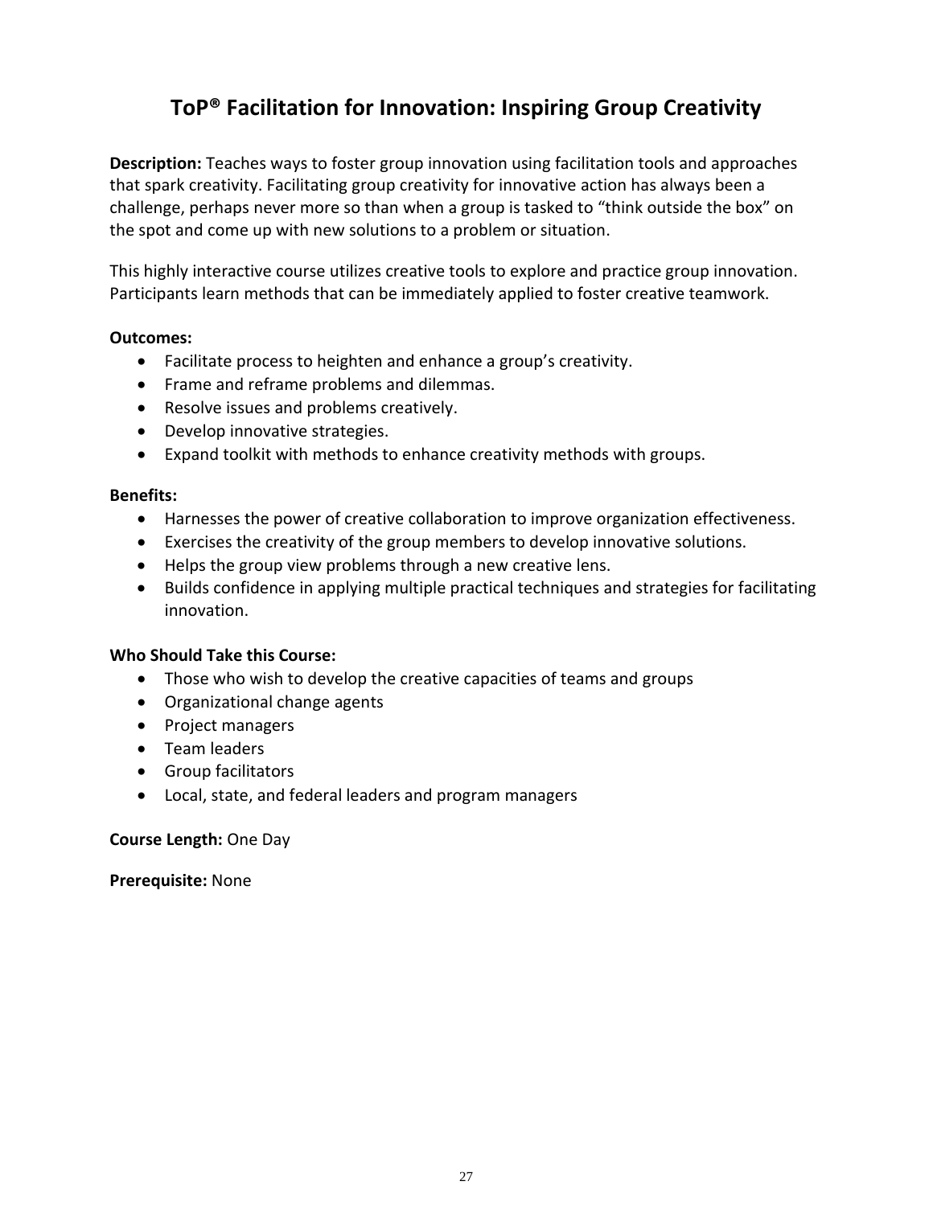# ToP® Facilitation for Innovation: Inspiring Group Creativity

**Description:** Teaches ways to foster group innovation using facilitation tools and approaches that spark creativity. Facilitating group creativity for innovative action has always been a challenge, perhaps never more so than when a group is tasked to "think outside the box" on the spot and come up with new solutions to a problem or situation.

This highly interactive course utilizes creative tools to explore and practice group innovation. Participants learn methods that can be immediately applied to foster creative teamwork.

**Outcomes:**

- Facilitate process to heighten and enhance a group's creativity.
- Frame and reframe problems and dilemmas.
- Resolve issues and problems creatively.
- Develop innovative strategies.
- Expand toolkit with methods to enhance creativity methods with groups.

**Benefits:**

- Harnesses the power of creative collaboration to improve organization effectiveness.
- Exercises the creativity of the group members to develop innovative solutions.
- Helps the group view problems through a new creative lens.
- Builds confidence in applying multiple practical techniques and strategies for facilitating innovation.

**Who Should Take this Course:**

- Those who wish to develop the creative capacities of teams and groups
- Organizational change agents
- Project managers
- Team leaders
- Group facilitators
- Local, state, and federal leaders and program managers

**Course Length:** One Day

**Prerequisite:** None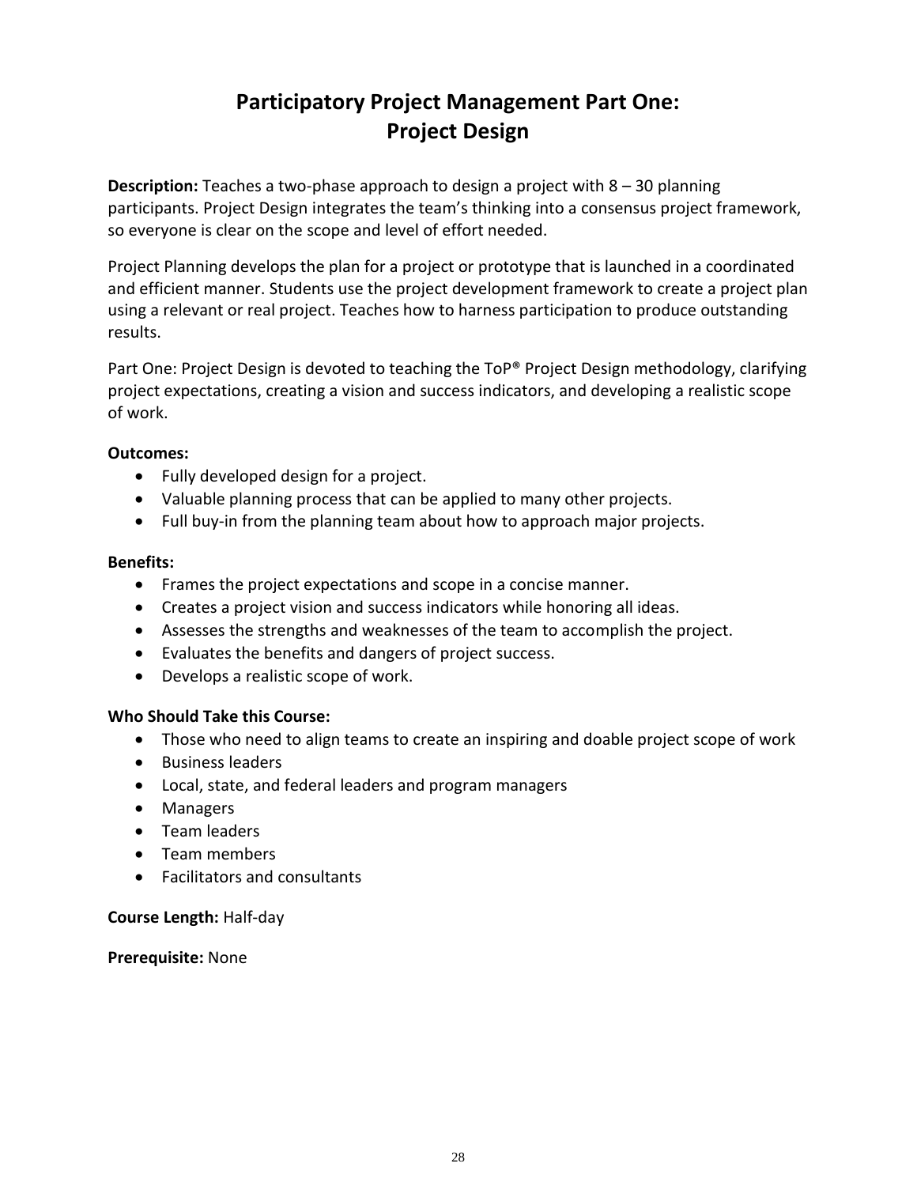# Participatory Project Management Part One: Project Design

**Description:** Teaches a two-phase approach to design a project with 8 – 30 planning participants. Project Design integrates the team's thinking into a consensus project framework, so everyone is clear on the scope and level of effort needed.

Project Planning develops the plan for a project or prototype that is launched in a coordinated and efficient manner. Students use the project development framework to create a project plan using a relevant or real project. Teaches how to harness participation to produce outstanding results.

Part One: Project Design is devoted to teaching the ToP® Project Design methodology, clarifying project expectations, creating a vision and success indicators, and developing a realistic scope of work.

**Outcomes:**

- Fully developed design for a project.
- Valuable planning process that can be applied to many other projects.
- Full buy-in from the planning team about how to approach major projects.

**Benefits:**

- Frames the project expectations and scope in a concise manner.
- Creates a project vision and success indicators while honoring all ideas.
- Assesses the strengths and weaknesses of the team to accomplish the project.
- Evaluates the benefits and dangers of project success.
- Develops a realistic scope of work.

**Who Should Take this Course:**

- Those who need to align teams to create an inspiring and doable project scope of work
- Business leaders
- Local, state, and federal leaders and program managers
- Managers
- Team leaders
- Team members
- Facilitators and consultants

**Course Length:** Half-day

**Prerequisite:** None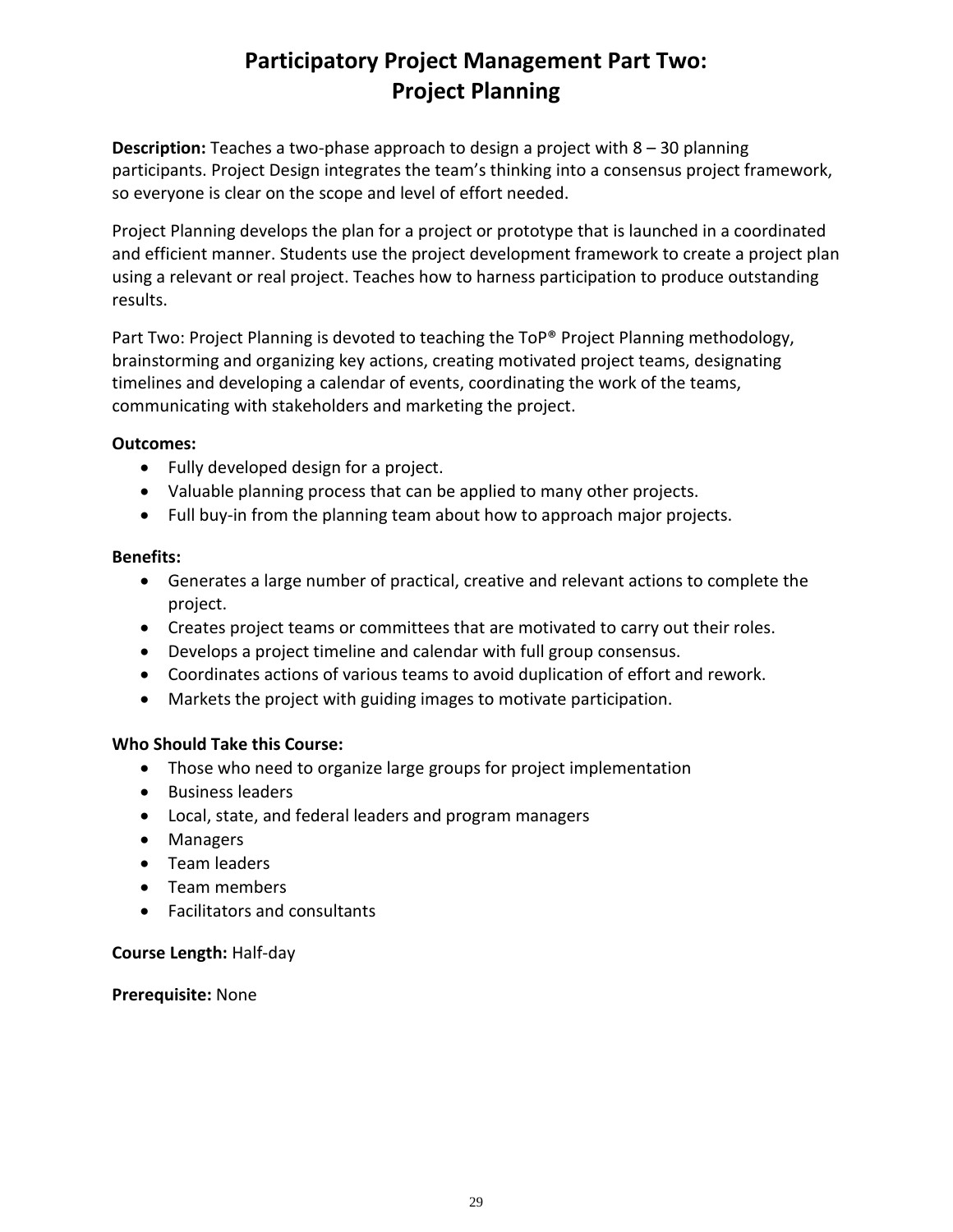# Participatory Project Management Part Two: Project Planning

**Description:** Teaches a two-phase approach to design a project with 8 – 30 planning participants. Project Design integrates the team's thinking into a consensus project framework, so everyone is clear on the scope and level of effort needed.

Project Planning develops the plan for a project or prototype that is launched in a coordinated and efficient manner. Students use the project development framework to create a project plan using a relevant or real project. Teaches how to harness participation to produce outstanding results.

Part Two: Project Planning is devoted to teaching the ToP® Project Planning methodology, brainstorming and organizing key actions, creating motivated project teams, designating timelines and developing a calendar of events, coordinating the work of the teams, communicating with stakeholders and marketing the project.

**Outcomes:**

- Fully developed design for a project.
- Valuable planning process that can be applied to many other projects.
- Full buy-in from the planning team about how to approach major projects.

**Benefits:**

- Generates a large number of practical, creative and relevant actions to complete the project.
- Creates project teams or committees that are motivated to carry out their roles.
- Develops a project timeline and calendar with full group consensus.
- Coordinates actions of various teams to avoid duplication of effort and rework.
- Markets the project with guiding images to motivate participation.

**Who Should Take this Course:**

- Those who need to organize large groups for project implementation
- Business leaders
- Local, state, and federal leaders and program managers
- Managers
- Team leaders
- Team members
- Facilitators and consultants

**Course Length:** Half-day

**Prerequisite:** None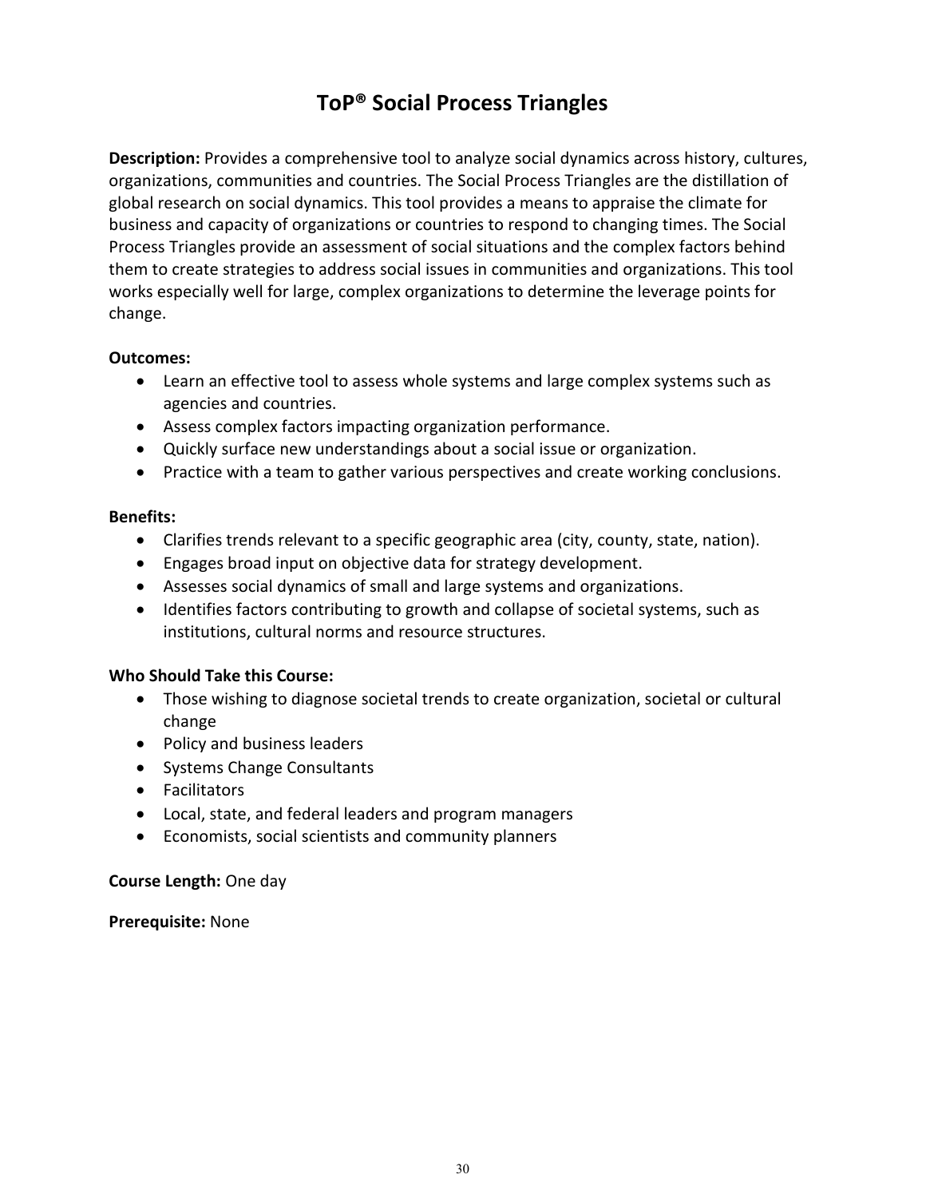# ToP® Social Process Triangles

**Description:** Provides a comprehensive tool to analyze social dynamics across history, cultures, organizations, communities and countries. The Social Process Triangles are the distillation of global research on social dynamics. This tool provides a means to appraise the climate for business and capacity of organizations or countries to respond to changing times. The Social Process Triangles provide an assessment of social situations and the complex factors behind them to create strategies to address social issues in communities and organizations. This tool works especially well for large, complex organizations to determine the leverage points for change.

**Outcomes:**

- Learn an effective tool to assess whole systems and large complex systems such as agencies and countries.
- Assess complex factors impacting organization performance.
- Quickly surface new understandings about a social issue or organization.
- Practice with a team to gather various perspectives and create working conclusions.

**Benefits:**

- Clarifies trends relevant to a specific geographic area (city, county, state, nation).
- Engages broad input on objective data for strategy development.
- Assesses social dynamics of small and large systems and organizations.
- Identifies factors contributing to growth and collapse of societal systems, such as institutions, cultural norms and resource structures.

**Who Should Take this Course:**

- Those wishing to diagnose societal trends to create organization, societal or cultural change
- Policy and business leaders
- Systems Change Consultants
- Facilitators
- Local, state, and federal leaders and program managers
- Economists, social scientists and community planners

**Course Length:** One day

**Prerequisite:** None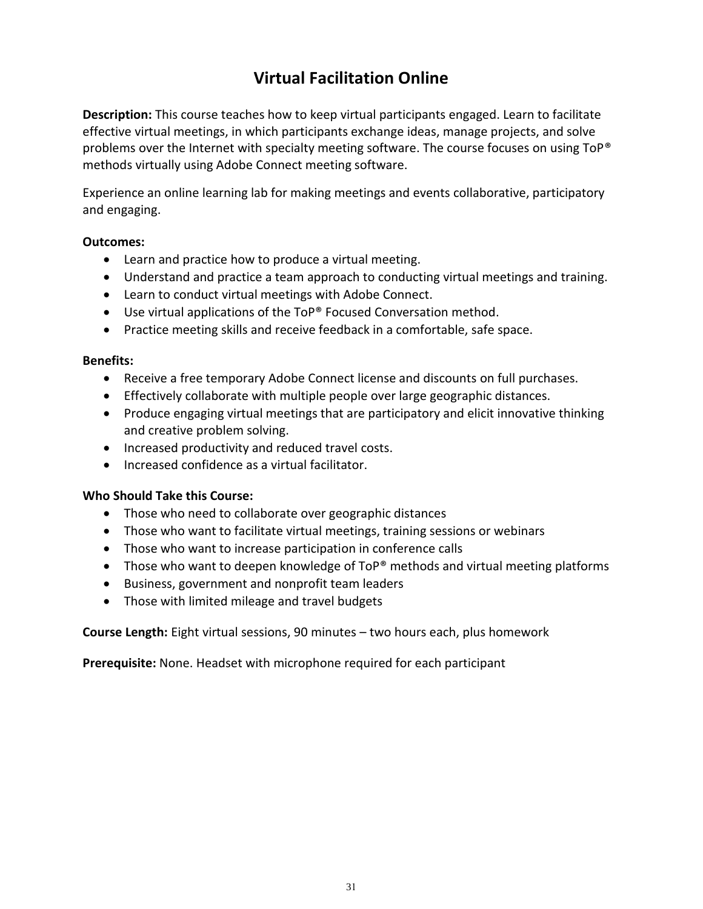# Virtual Facilitation Online

**Description:** This course teaches how to keep virtual participants engaged. Learn to facilitate effective virtual meetings, in which participants exchange ideas, manage projects, and solve problems over the Internet with specialty meeting software. The course focuses on using ToP® methods virtually using Adobe Connect meeting software.

Experience an online learning lab for making meetings and events collaborative, participatory and engaging.

**Outcomes:**

- Learn and practice how to produce a virtual meeting.
- Understand and practice a team approach to conducting virtual meetings and training.
- Learn to conduct virtual meetings with Adobe Connect.
- Use virtual applications of the ToP® Focused Conversation method.
- Practice meeting skills and receive feedback in a comfortable, safe space.

**Benefits:**

- Receive a free temporary Adobe Connect license and discounts on full purchases.
- Effectively collaborate with multiple people over large geographic distances.
- Produce engaging virtual meetings that are participatory and elicit innovative thinking and creative problem solving.
- Increased productivity and reduced travel costs.
- Increased confidence as a virtual facilitator.

**Who Should Take this Course:**

- Those who need to collaborate over geographic distances
- Those who want to facilitate virtual meetings, training sessions or webinars
- Those who want to increase participation in conference calls
- Those who want to deepen knowledge of ToP® methods and virtual meeting platforms
- Business, government and nonprofit team leaders
- Those with limited mileage and travel budgets

**Course Length:** Eight virtual sessions, 90 minutes – two hours each, plus homework

**Prerequisite:** None. Headset with microphone required for each participant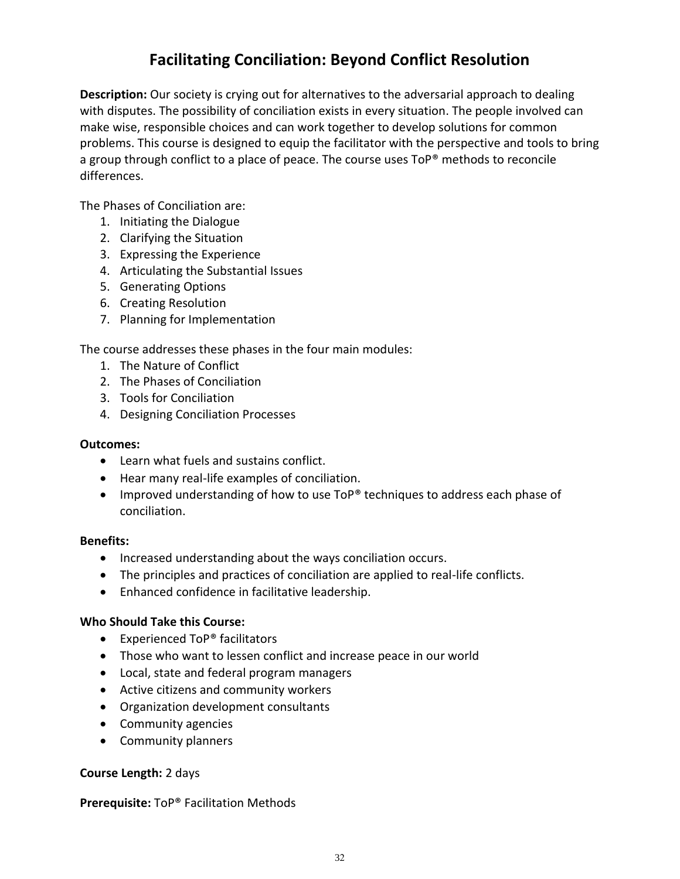# Facilitating Conciliation: Beyond Conflict Resolution

**Description:** Our society is crying out for alternatives to the adversarial approach to dealing with disputes. The possibility of conciliation exists in every situation. The people involved can make wise, responsible choices and can work together to develop solutions for common problems. This course is designed to equip the facilitator with the perspective and tools to bring a group through conflict to a place of peace. The course uses ToP® methods to reconcile differences.

The Phases of Conciliation are:

1. Initiating the Dialogue
2. Clarifying the Situation
3. Expressing the Experience
4. Articulating the Substantial Issues
5. Generating Options
6. Creating Resolution
7. Planning for Implementation

The course addresses these phases in the four main modules:

1. The Nature of Conflict
2. The Phases of Conciliation
3. Tools for Conciliation
4. Designing Conciliation Processes

**Outcomes:**

- Learn what fuels and sustains conflict.
- Hear many real-life examples of conciliation.
- Improved understanding of how to use ToP® techniques to address each phase of conciliation.

**Benefits:**

- Increased understanding about the ways conciliation occurs.
- The principles and practices of conciliation are applied to real-life conflicts.
- Enhanced confidence in facilitative leadership.

**Who Should Take this Course:**

- Experienced ToP® facilitators
- Those who want to lessen conflict and increase peace in our world
- Local, state and federal program managers
- Active citizens and community workers
- Organization development consultants
- Community agencies
- Community planners

**Course Length:** 2 days

**Prerequisite:** ToP® Facilitation Methods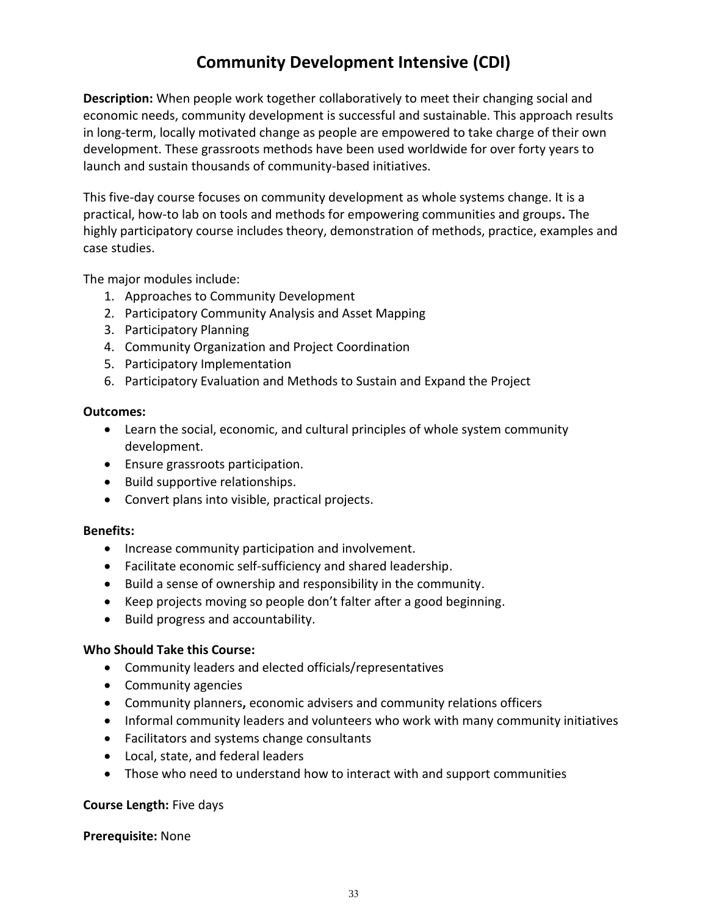# Community Development Intensive (CDI)

**Description:** When people work together collaboratively to meet their changing social and economic needs, community development is successful and sustainable. This approach results in long-term, locally motivated change as people are empowered to take charge of their own development. These grassroots methods have been used worldwide for over forty years to launch and sustain thousands of community-based initiatives.

This five-day course focuses on community development as whole systems change. It is a practical, how-to lab on tools and methods for empowering communities and groups**.** The highly participatory course includes theory, demonstration of methods, practice, examples and case studies.

The major modules include:

1. Approaches to Community Development
2. Participatory Community Analysis and Asset Mapping
3. Participatory Planning
4. Community Organization and Project Coordination
5. Participatory Implementation
6. Participatory Evaluation and Methods to Sustain and Expand the Project

**Outcomes:**

- Learn the social, economic, and cultural principles of whole system community development.
- Ensure grassroots participation.
- Build supportive relationships.
- Convert plans into visible, practical projects.

**Benefits:**

- Increase community participation and involvement.
- Facilitate economic self-sufficiency and shared leadership.
- Build a sense of ownership and responsibility in the community.
- Keep projects moving so people don't falter after a good beginning.
- Build progress and accountability.

**Who Should Take this Course:**

- Community leaders and elected officials/representatives
- Community agencies
- Community planners**,** economic advisers and community relations officers
- Informal community leaders and volunteers who work with many community initiatives
- Facilitators and systems change consultants
- Local, state, and federal leaders
- Those who need to understand how to interact with and support communities

**Course Length:** Five days

**Prerequisite:** None